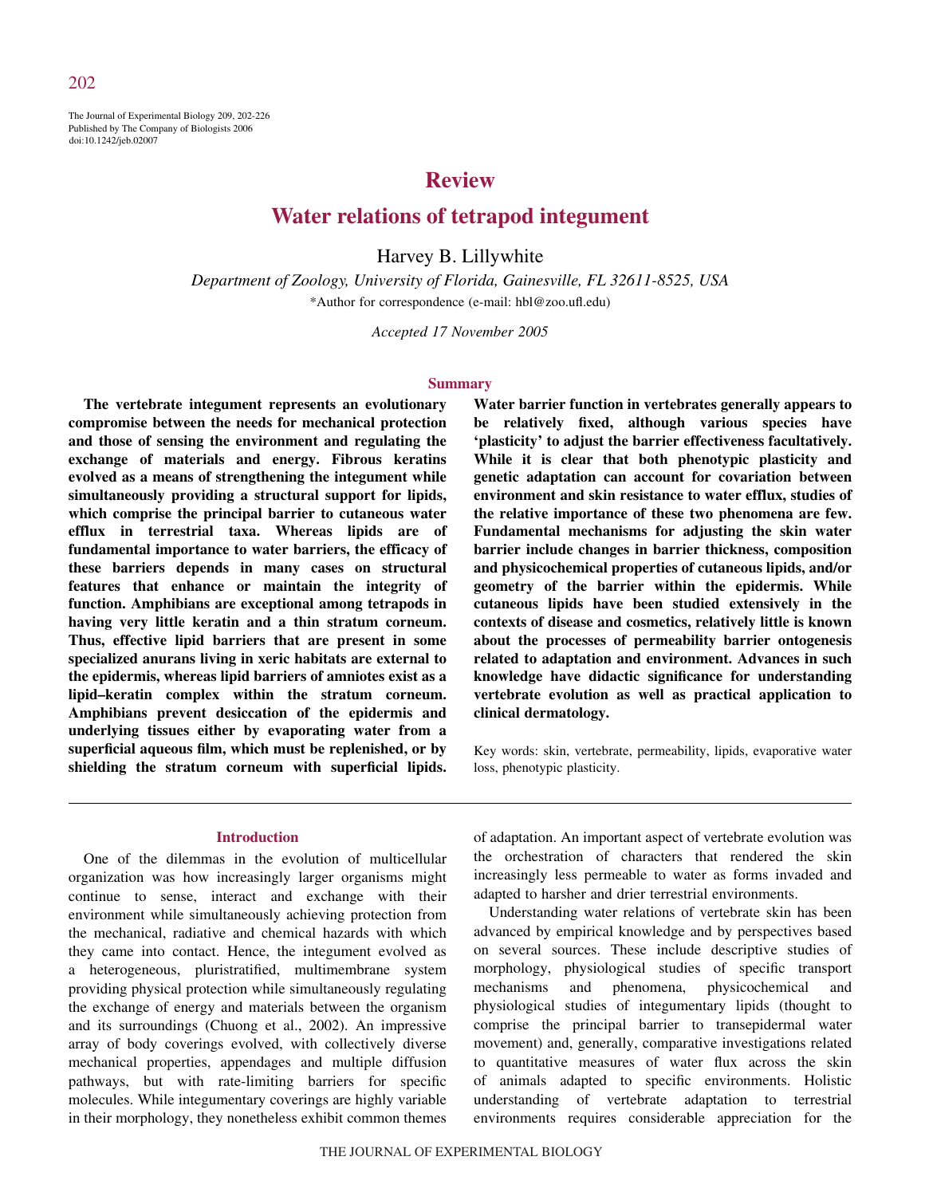The Journal of Experimental Biology 209, 202-226
Published by The Company of Biologists 2006
doi:10.1242/jeb.02007

## Review

# Water relations of tetrapod integument

Harvey B. Lillywhite

*Department of Zoology, University of Florida, Gainesville, FL 32611-8525, USA*

*Author for correspondence (e-mail: hbl@zoo.ufl.edu)

*Accepted 17 November 2005*

## Summary

**The vertebrate integument represents an evolutionary compromise between the needs for mechanical protection and those of sensing the environment and regulating the exchange of materials and energy. Fibrous keratins evolved as a means of strengthening the integument while simultaneously providing a structural support for lipids, which comprise the principal barrier to cutaneous water efflux in terrestrial taxa. Whereas lipids are of fundamental importance to water barriers, the efficacy of these barriers depends in many cases on structural features that enhance or maintain the integrity of function. Amphibians are exceptional among tetrapods in having very little keratin and a thin stratum corneum. Thus, effective lipid barriers that are present in some specialized anurans living in xeric habitats are external to the epidermis, whereas lipid barriers of amniotes exist as a lipid–keratin complex within the stratum corneum. Amphibians prevent desiccation of the epidermis and underlying tissues either by evaporating water from a superficial aqueous film, which must be replenished, or by shielding the stratum corneum with superficial lipids. Water barrier function in vertebrates generally appears to be relatively fixed, although various species have 'plasticity' to adjust the barrier effectiveness facultatively. While it is clear that both phenotypic plasticity and genetic adaptation can account for covariation between environment and skin resistance to water efflux, studies of the relative importance of these two phenomena are few. Fundamental mechanisms for adjusting the skin water barrier include changes in barrier thickness, composition and physicochemical properties of cutaneous lipids, and/or geometry of the barrier within the epidermis. While cutaneous lipids have been studied extensively in the contexts of disease and cosmetics, relatively little is known about the processes of permeability barrier ontogenesis related to adaptation and environment. Advances in such knowledge have didactic significance for understanding vertebrate evolution as well as practical application to clinical dermatology.**

Key words: skin, vertebrate, permeability, lipids, evaporative water loss, phenotypic plasticity.

## Introduction

One of the dilemmas in the evolution of multicellular organization was how increasingly larger organisms might continue to sense, interact and exchange with their environment while simultaneously achieving protection from the mechanical, radiative and chemical hazards with which they came into contact. Hence, the integument evolved as a heterogeneous, pluristratified, multimembrane system providing physical protection while simultaneously regulating the exchange of energy and materials between the organism and its surroundings (Chuong et al., 2002). An impressive array of body coverings evolved, with collectively diverse mechanical properties, appendages and multiple diffusion pathways, but with rate-limiting barriers for specific molecules. While integumentary coverings are highly variable in their morphology, they nonetheless exhibit common themes of adaptation. An important aspect of vertebrate evolution was the orchestration of characters that rendered the skin increasingly less permeable to water as forms invaded and adapted to harsher and drier terrestrial environments.

Understanding water relations of vertebrate skin has been advanced by empirical knowledge and by perspectives based on several sources. These include descriptive studies of morphology, physiological studies of specific transport mechanisms and phenomena, physicochemical and physiological studies of integumentary lipids (thought to comprise the principal barrier to transepidermal water movement) and, generally, comparative investigations related to quantitative measures of water flux across the skin of animals adapted to specific environments. Holistic understanding of vertebrate adaptation to terrestrial environments requires considerable appreciation for the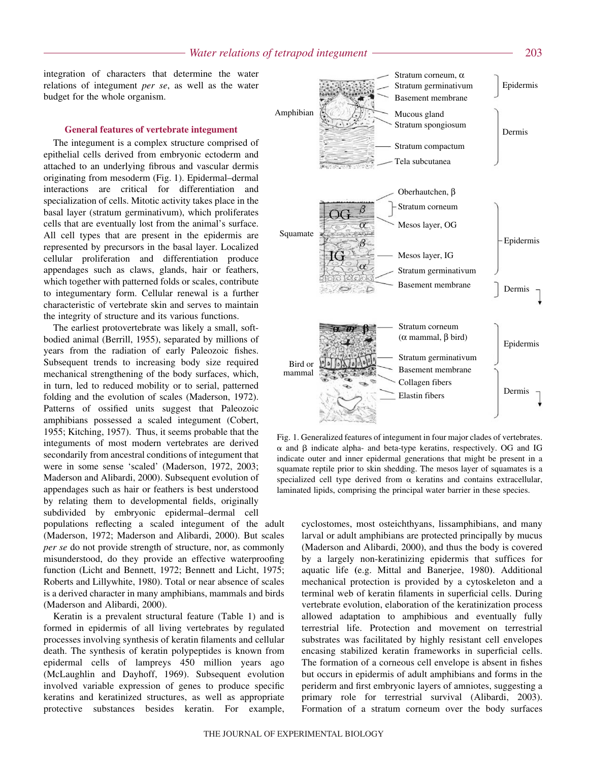integration of characters that determine the water relations of integument *per se*, as well as the water budget for the whole organism.

### General features of vertebrate integument

The integument is a complex structure comprised of epithelial cells derived from embryonic ectoderm and attached to an underlying fibrous and vascular dermis originating from mesoderm (Fig. 1). Epidermal–dermal interactions are critical for differentiation and specialization of cells. Mitotic activity takes place in the basal layer (stratum germinativum), which proliferates cells that are eventually lost from the animal's surface. All cell types that are present in the epidermis are represented by precursors in the basal layer. Localized cellular proliferation and differentiation produce appendages such as claws, glands, hair or feathers, which together with patterned folds or scales, contribute to integumentary form. Cellular renewal is a further characteristic of vertebrate skin and serves to maintain the integrity of structure and its various functions.

The earliest protovertebrate was likely a small, soft-bodied animal (Berrill, 1955), separated by millions of years from the radiation of early Paleozoic fishes. Subsequent trends to increasing body size required mechanical strengthening of the body surfaces, which, in turn, led to reduced mobility or to serial, patterned folding and the evolution of scales (Maderson, 1972). Patterns of ossified units suggest that Paleozoic amphibians possessed a scaled integument (Cobert, 1955; Kitching, 1957). Thus, it seems probable that the integuments of most modern vertebrates are derived secondarily from ancestral conditions of integument that were in some sense 'scaled' (Maderson, 1972, 2003; Maderson and Alibardi, 2000). Subsequent evolution of appendages such as hair or feathers is best understood by relating them to developmental fields, originally subdivided by embryonic epidermal–dermal cell populations reflecting a scaled integument of the adult (Maderson, 1972; Maderson and Alibardi, 2000). But scales *per se* do not provide strength of structure, nor, as commonly misunderstood, do they provide an effective waterproofing function (Licht and Bennett, 1972; Bennett and Licht, 1975; Roberts and Lillywhite, 1980). Total or near absence of scales is a derived character in many amphibians, mammals and birds (Maderson and Alibardi, 2000).

Keratin is a prevalent structural feature (Table 1) and is formed in epidermis of all living vertebrates by regulated processes involving synthesis of keratin filaments and cellular death. The synthesis of keratin polypeptides is known from epidermal cells of lampreys 450 million years ago (McLaughlin and Dayhoff, 1969). Subsequent evolution involved variable expression of genes to produce specific keratins and keratinized structures, as well as appropriate protective substances besides keratin. For example, cyclostomes, most osteichthyans, lissamphibians, and many larval or adult amphibians are protected principally by mucus (Maderson and Alibardi, 2000), and thus the body is covered by a largely non-keratinizing epidermis that suffices for aquatic life (e.g. Mittal and Banerjee, 1980). Additional mechanical protection is provided by a cytoskeleton and a terminal web of keratin filaments in superficial cells. During vertebrate evolution, elaboration of the keratinization process allowed adaptation to amphibious and eventually fully terrestrial life. Protection and movement on terrestrial substrates was facilitated by highly resistant cell envelopes encasing stabilized keratin frameworks in superficial cells. The formation of a corneous cell envelope is absent in fishes but occurs in epidermis of adult amphibians and forms in the periderm and first embryonic layers of amniotes, suggesting a primary role for terrestrial survival (Alibardi, 2003). Formation of a stratum corneum over the body surfaces

Fig. 1. Generalized features of integument in four major clades of vertebrates. α and β indicate alpha- and beta-type keratins, respectively. OG and IG indicate outer and inner epidermal generations that might be present in a squamate reptile prior to skin shedding. The mesos layer of squamates is a specialized cell type derived from α keratins and contains extracellular, laminated lipids, comprising the principal water barrier in these species.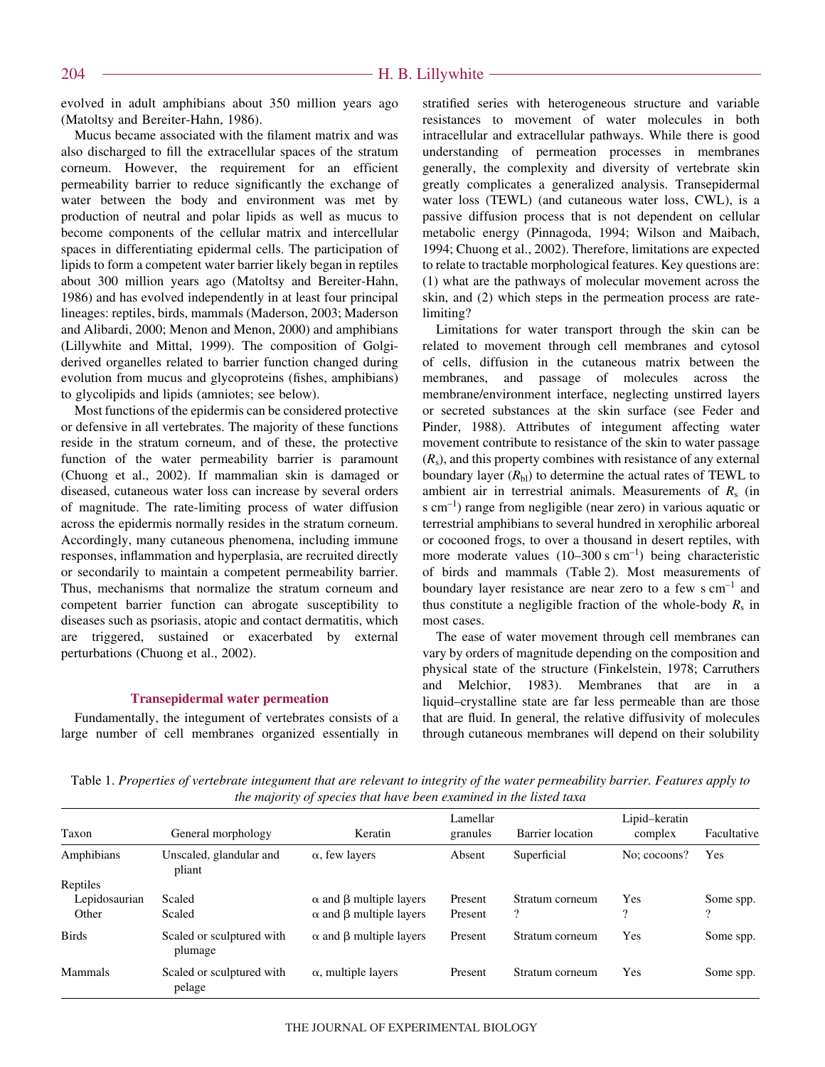evolved in adult amphibians about 350 million years ago (Matoltsy and Bereiter-Hahn, 1986).

Mucus became associated with the filament matrix and was also discharged to fill the extracellular spaces of the stratum corneum. However, the requirement for an efficient permeability barrier to reduce significantly the exchange of water between the body and environment was met by production of neutral and polar lipids as well as mucus to become components of the cellular matrix and intercellular spaces in differentiating epidermal cells. The participation of lipids to form a competent water barrier likely began in reptiles about 300 million years ago (Matoltsy and Bereiter-Hahn, 1986) and has evolved independently in at least four principal lineages: reptiles, birds, mammals (Maderson, 2003; Maderson and Alibardi, 2000; Menon and Menon, 2000) and amphibians (Lillywhite and Mittal, 1999). The composition of Golgi-derived organelles related to barrier function changed during evolution from mucus and glycoproteins (fishes, amphibians) to glycolipids and lipids (amniotes; see below).

Most functions of the epidermis can be considered protective or defensive in all vertebrates. The majority of these functions reside in the stratum corneum, and of these, the protective function of the water permeability barrier is paramount (Chuong et al., 2002). If mammalian skin is damaged or diseased, cutaneous water loss can increase by several orders of magnitude. The rate-limiting process of water diffusion across the epidermis normally resides in the stratum corneum. Accordingly, many cutaneous phenomena, including immune responses, inflammation and hyperplasia, are recruited directly or secondarily to maintain a competent permeability barrier. Thus, mechanisms that normalize the stratum corneum and competent barrier function can abrogate susceptibility to diseases such as psoriasis, atopic and contact dermatitis, which are triggered, sustained or exacerbated by external perturbations (Chuong et al., 2002).

## Transepidermal water permeation

Fundamentally, the integument of vertebrates consists of a large number of cell membranes organized essentially in stratified series with heterogeneous structure and variable resistances to movement of water molecules in both intracellular and extracellular pathways. While there is good understanding of permeation processes in membranes generally, the complexity and diversity of vertebrate skin greatly complicates a generalized analysis. Transepidermal water loss (TEWL) (and cutaneous water loss, CWL), is a passive diffusion process that is not dependent on cellular metabolic energy (Pinnagoda, 1994; Wilson and Maibach, 1994; Chuong et al., 2002). Therefore, limitations are expected to relate to tractable morphological features. Key questions are: (1) what are the pathways of molecular movement across the skin, and (2) which steps in the permeation process are rate-limiting?

Limitations for water transport through the skin can be related to movement through cell membranes and cytosol of cells, diffusion in the cutaneous matrix between the membranes, and passage of molecules across the membrane/environment interface, neglecting unstirred layers or secreted substances at the skin surface (see Feder and Pinder, 1988). Attributes of integument affecting water movement contribute to resistance of the skin to water passage ($R_s$), and this property combines with resistance of any external boundary layer ($R_{bl}$) to determine the actual rates of TEWL to ambient air in terrestrial animals. Measurements of $R_s$ (in $s\ cm^{-1}$) range from negligible (near zero) in various aquatic or terrestrial amphibians to several hundred in xerophilic arboreal or cocooned frogs, to over a thousand in desert reptiles, with more moderate values ($10–300\ s\ cm^{-1}$) being characteristic of birds and mammals (Table 2). Most measurements of boundary layer resistance are near zero to a few $s\ cm^{-1}$ and thus constitute a negligible fraction of the whole-body $R_s$ in most cases.

The ease of water movement through cell membranes can vary by orders of magnitude depending on the composition and physical state of the structure (Finkelstein, 1978; Carruthers and Melchior, 1983). Membranes that are in a liquid–crystalline state are far less permeable than are those that are fluid. In general, the relative diffusivity of molecules through cutaneous membranes will depend on their solubility

Table 1. *Properties of vertebrate integument that are relevant to integrity of the water permeability barrier. Features apply to the majority of species that have been examined in the listed taxa*

| Taxon | General morphology | Keratin | Lamellar granules | Barrier location | Lipid–keratin complex | Facultative |
|---|---|---|---|---|---|---|
| Amphibians | Unscaled, glandular and pliant | α, few layers | Absent | Superficial | No; cocoons? | Yes |
| Reptiles | | | | | | |
| Lepidosaurian | Scaled | α and β multiple layers | Present | Stratum corneum | Yes | Some spp. |
| Other | Scaled | α and β multiple layers | Present | ? | ? | ? |
| Birds | Scaled or sculptured with plumage | α and β multiple layers | Present | Stratum corneum | Yes | Some spp. |
| Mammals | Scaled or sculptured with pelage | α, multiple layers | Present | Stratum corneum | Yes | Some spp. |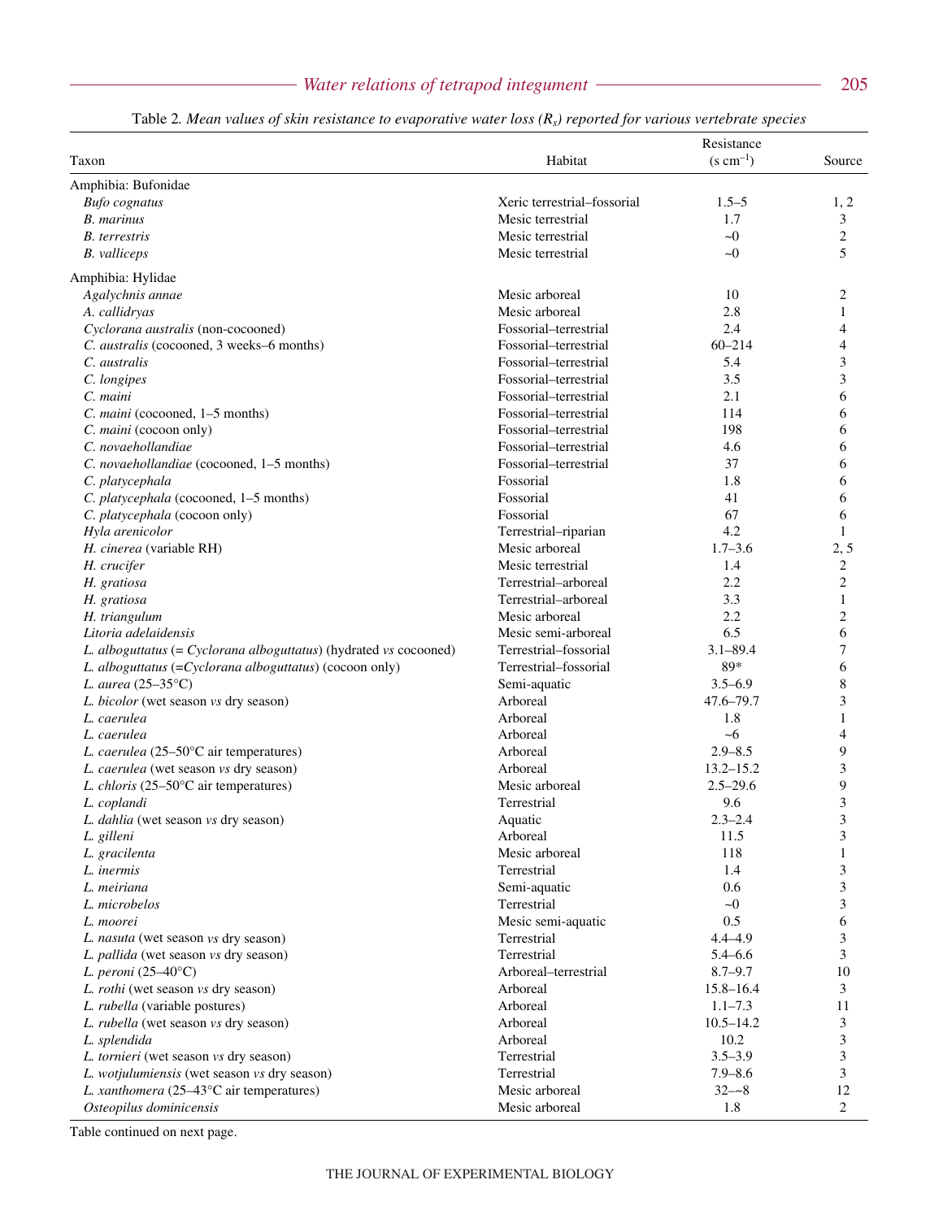Table 2. *Mean values of skin resistance to evaporative water loss ($R_s$) reported for various vertebrate species*

| Taxon | Habitat | Resistance (s cm$^{-1}$) | Source |
|---|---|---|---|
| Amphibia: Bufonidae | | | |
| *Bufo cognatus* | Xeric terrestrial–fossorial | 1.5–5 | 1, 2 |
| *B. marinus* | Mesic terrestrial | 1.7 | 3 |
| *B. terrestris* | Mesic terrestrial | ~0 | 2 |
| *B. valliceps* | Mesic terrestrial | ~0 | 5 |
| Amphibia: Hylidae | | | |
| *Agalychnis annae* | Mesic arboreal | 10 | 2 |
| *A. callidryas* | Mesic arboreal | 2.8 | 1 |
| *Cyclorana australis* (non-cocooned) | Fossorial–terrestrial | 2.4 | 4 |
| *C. australis* (cocooned, 3 weeks–6 months) | Fossorial–terrestrial | 60–214 | 4 |
| *C. australis* | Fossorial–terrestrial | 5.4 | 3 |
| *C. longipes* | Fossorial–terrestrial | 3.5 | 3 |
| *C. maini* | Fossorial–terrestrial | 2.1 | 6 |
| *C. maini* (cocooned, 1–5 months) | Fossorial–terrestrial | 114 | 6 |
| *C. maini* (cocoon only) | Fossorial–terrestrial | 198 | 6 |
| *C. novaehollandiae* | Fossorial–terrestrial | 4.6 | 6 |
| *C. novaehollandiae* (cocooned, 1–5 months) | Fossorial–terrestrial | 37 | 6 |
| *C. platycephala* | Fossorial | 1.8 | 6 |
| *C. platycephala* (cocooned, 1–5 months) | Fossorial | 41 | 6 |
| *C. platycephala* (cocoon only) | Fossorial | 67 | 6 |
| *Hyla arenicolor* | Terrestrial–riparian | 4.2 | 1 |
| *H. cinerea* (variable RH) | Mesic arboreal | 1.7–3.6 | 2, 5 |
| *H. crucifer* | Mesic terrestrial | 1.4 | 2 |
| *H. gratiosa* | Terrestrial–arboreal | 2.2 | 2 |
| *H. gratiosa* | Terrestrial–arboreal | 3.3 | 1 |
| *H. triangulum* | Mesic arboreal | 2.2 | 2 |
| *Litoria adelaidensis* | Mesic semi-arboreal | 6.5 | 6 |
| *L. alboguttatus* (= *Cyclorana alboguttatus*) (hydrated *vs* cocooned) | Terrestrial–fossorial | 3.1–89.4 | 7 |
| *L. alboguttatus* (=*Cyclorana alboguttatus*) (cocoon only) | Terrestrial–fossorial | 89* | 6 |
| *L. aurea* (25–35°C) | Semi-aquatic | 3.5–6.9 | 8 |
| *L. bicolor* (wet season *vs* dry season) | Arboreal | 47.6–79.7 | 3 |
| *L. caerulea* | Arboreal | 1.8 | 1 |
| *L. caerulea* | Arboreal | ~6 | 4 |
| *L. caerulea* (25–50°C air temperatures) | Arboreal | 2.9–8.5 | 9 |
| *L. caerulea* (wet season *vs* dry season) | Arboreal | 13.2–15.2 | 3 |
| *L. chloris* (25–50°C air temperatures) | Mesic arboreal | 2.5–29.6 | 9 |
| *L. coplandi* | Terrestrial | 9.6 | 3 |
| *L. dahlia* (wet season *vs* dry season) | Aquatic | 2.3–2.4 | 3 |
| *L. gilleni* | Arboreal | 11.5 | 3 |
| *L. gracilenta* | Mesic arboreal | 118 | 1 |
| *L. inermis* | Terrestrial | 1.4 | 3 |
| *L. meiriana* | Semi-aquatic | 0.6 | 3 |
| *L. microbelos* | Terrestrial | ~0 | 3 |
| *L. moorei* | Mesic semi-aquatic | 0.5 | 6 |
| *L. nasuta* (wet season *vs* dry season) | Terrestrial | 4.4–4.9 | 3 |
| *L. pallida* (wet season *vs* dry season) | Terrestrial | 5.4–6.6 | 3 |
| *L. peroni* (25–40°C) | Arboreal–terrestrial | 8.7–9.7 | 10 |
| *L. rothi* (wet season *vs* dry season) | Arboreal | 15.8–16.4 | 3 |
| *L. rubella* (variable postures) | Arboreal | 1.1–7.3 | 11 |
| *L. rubella* (wet season *vs* dry season) | Arboreal | 10.5–14.2 | 3 |
| *L. splendida* | Arboreal | 10.2 | 3 |
| *L. tornieri* (wet season *vs* dry season) | Terrestrial | 3.5–3.9 | 3 |
| *L. wotjulumiensis* (wet season *vs* dry season) | Terrestrial | 7.9–8.6 | 3 |
| *L. xanthomera* (25–43°C air temperatures) | Mesic arboreal | 32–~8 | 12 |
| *Osteopilus dominicensis* | Mesic arboreal | 1.8 | 2 |

Table continued on next page.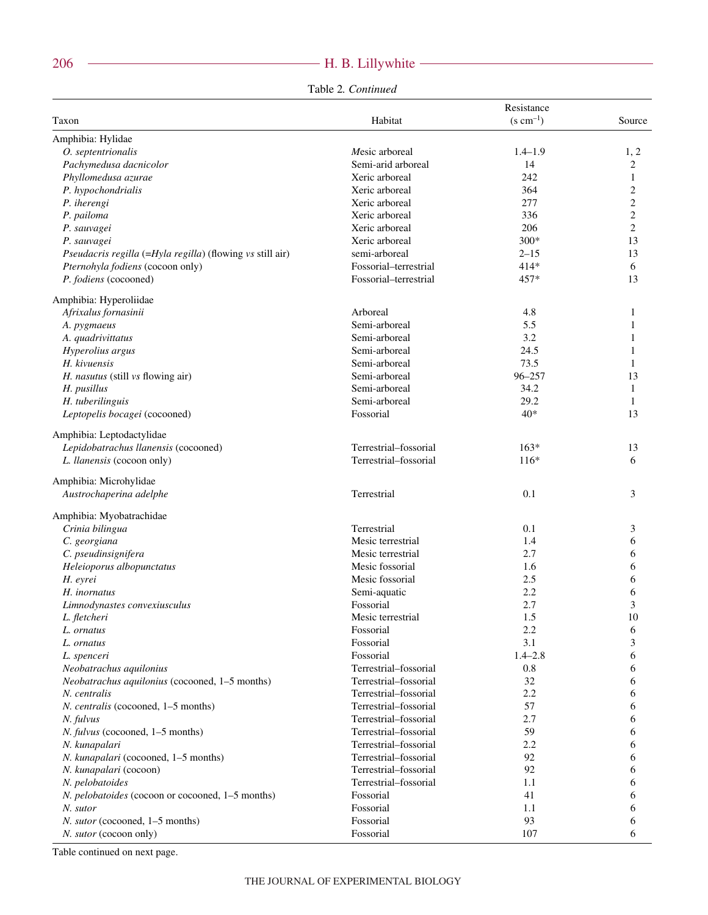Table 2. *Continued*

| Taxon | Habitat | Resistance ($s\ cm^{-1}$) | Source |
|---|---|---|---|
| Amphibia: Hylidae | | | |
| *O. septentrionalis* | Mesic arboreal | 1.4–1.9 | 1, 2 |
| *Pachymedusa dacnicolor* | Semi-arid arboreal | 14 | 2 |
| *Phyllomedusa azurae* | Xeric arboreal | 242 | 1 |
| *P. hypochondrialis* | Xeric arboreal | 364 | 2 |
| *P. iherengi* | Xeric arboreal | 277 | 2 |
| *P. pailoma* | Xeric arboreal | 336 | 2 |
| *P. sauvagei* | Xeric arboreal | 206 | 2 |
| *P. sauvagei* | Xeric arboreal | 300* | 13 |
| *Pseudacris regilla* (=*Hyla regilla*) (flowing *vs* still air) | semi-arboreal | 2–15 | 13 |
| *Pternohyla fodiens* (cocoon only) | Fossorial–terrestrial | 414* | 6 |
| *P. fodiens* (cocooned) | Fossorial–terrestrial | 457* | 13 |
| Amphibia: Hyperoliidae | | | |
| *Afrixalus fornasinii* | Arboreal | 4.8 | 1 |
| *A. pygmaeus* | Semi-arboreal | 5.5 | 1 |
| *A. quadrivittatus* | Semi-arboreal | 3.2 | 1 |
| *Hyperolius argus* | Semi-arboreal | 24.5 | 1 |
| *H. kivuensis* | Semi-arboreal | 73.5 | 1 |
| *H. nasutus* (still *vs* flowing air) | Semi-arboreal | 96–257 | 13 |
| *H. pusillus* | Semi-arboreal | 34.2 | 1 |
| *H. tuberilinguis* | Semi-arboreal | 29.2 | 1 |
| *Leptopelis bocagei* (cocooned) | Fossorial | 40* | 13 |
| Amphibia: Leptodactylidae | | | |
| *Lepidobatrachus llanensis* (cocooned) | Terrestrial–fossorial | 163* | 13 |
| *L. llanensis* (cocoon only) | Terrestrial–fossorial | 116* | 6 |
| Amphibia: Microhylidae | | | |
| *Austrochaperina adelphe* | Terrestrial | 0.1 | 3 |
| Amphibia: Myobatrachidae | | | |
| *Crinia bilingua* | Terrestrial | 0.1 | 3 |
| *C. georgiana* | Mesic terrestrial | 1.4 | 6 |
| *C. pseudinsignifera* | Mesic terrestrial | 2.7 | 6 |
| *Heleioporus albopunctatus* | Mesic fossorial | 1.6 | 6 |
| *H. eyrei* | Mesic fossorial | 2.5 | 6 |
| *H. inornatus* | Semi-aquatic | 2.2 | 6 |
| *Limnodynastes convexiusculus* | Fossorial | 2.7 | 3 |
| *L. fletcheri* | Mesic terrestrial | 1.5 | 10 |
| *L. ornatus* | Fossorial | 2.2 | 6 |
| *L. ornatus* | Fossorial | 3.1 | 3 |
| *L. spenceri* | Fossorial | 1.4–2.8 | 6 |
| *Neobatrachus aquilonius* | Terrestrial–fossorial | 0.8 | 6 |
| *Neobatrachus aquilonius* (cocooned, 1–5 months) | Terrestrial–fossorial | 32 | 6 |
| *N. centralis* | Terrestrial–fossorial | 2.2 | 6 |
| *N. centralis* (cocooned, 1–5 months) | Terrestrial–fossorial | 57 | 6 |
| *N. fulvus* | Terrestrial–fossorial | 2.7 | 6 |
| *N. fulvus* (cocooned, 1–5 months) | Terrestrial–fossorial | 59 | 6 |
| *N. kunapalari* | Terrestrial–fossorial | 2.2 | 6 |
| *N. kunapalari* (cocooned, 1–5 months) | Terrestrial–fossorial | 92 | 6 |
| *N. kunapalari* (cocoon) | Terrestrial–fossorial | 92 | 6 |
| *N. pelobatoides* | Terrestrial–fossorial | 1.1 | 6 |
| *N. pelobatoides* (cocoon or cocooned, 1–5 months) | Fossorial | 41 | 6 |
| *N. sutor* | Fossorial | 1.1 | 6 |
| *N. sutor* (cocooned, 1–5 months) | Fossorial | 93 | 6 |
| *N. sutor* (cocoon only) | Fossorial | 107 | 6 |

Table continued on next page.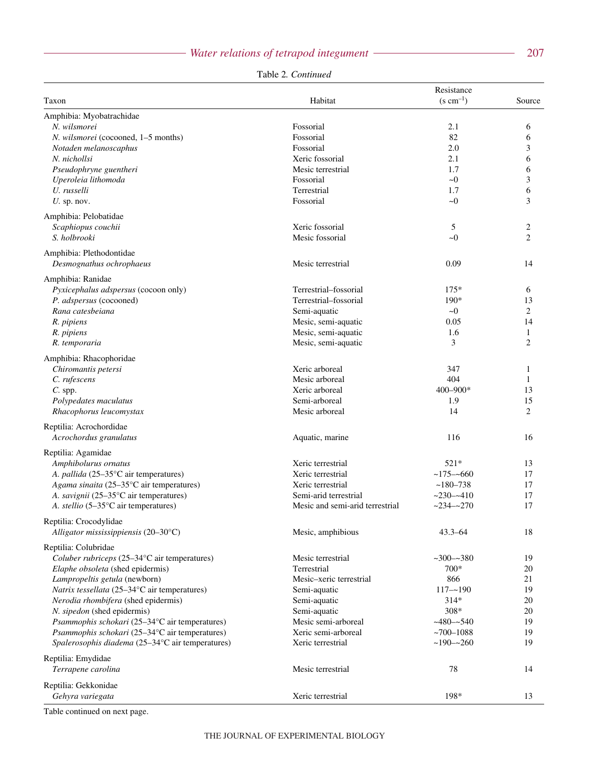Table 2. *Continued*

| Taxon | Habitat | Resistance (s cm$^{-1}$) | Source |
|---|---|---|---|
| Amphibia: Myobatrachidae | | | |
| *N. wilsmorei* | Fossorial | 2.1 | 6 |
| *N. wilsmorei* (cocooned, 1–5 months) | Fossorial | 82 | 6 |
| *Notaden melanoscaphus* | Fossorial | 2.0 | 3 |
| *N. nichollsi* | Xeric fossorial | 2.1 | 6 |
| *Pseudophryne guentheri* | Mesic terrestrial | 1.7 | 6 |
| *Uperoleia lithomoda* | Fossorial | ~0 | 3 |
| *U. russelli* | Terrestrial | 1.7 | 6 |
| *U.* sp. nov. | Fossorial | ~0 | 3 |
| Amphibia: Pelobatidae | | | |
| *Scaphiopus couchii* | Xeric fossorial | 5 | 2 |
| *S. holbrooki* | Mesic fossorial | ~0 | 2 |
| Amphibia: Plethodontidae | | | |
| *Desmognathus ochrophaeus* | Mesic terrestrial | 0.09 | 14 |
| Amphibia: Ranidae | | | |
| *Pyxicephalus adspersus* (cocoon only) | Terrestrial–fossorial | 175* | 6 |
| *P. adspersus* (cocooned) | Terrestrial–fossorial | 190* | 13 |
| *Rana catesbeiana* | Semi-aquatic | ~0 | 2 |
| *R. pipiens* | Mesic, semi-aquatic | 0.05 | 14 |
| *R. pipiens* | Mesic, semi-aquatic | 1.6 | 1 |
| *R. temporaria* | Mesic, semi-aquatic | 3 | 2 |
| Amphibia: Rhacophoridae | | | |
| *Chiromantis petersi* | Xeric arboreal | 347 | 1 |
| *C. rufescens* | Mesic arboreal | 404 | 1 |
| *C.* spp. | Xeric arboreal | 400–900* | 13 |
| *Polypedates maculatus* | Semi-arboreal | 1.9 | 15 |
| *Rhacophorus leucomystax* | Mesic arboreal | 14 | 2 |
| Reptilia: Acrochordidae | | | |
| *Acrochordus granulatus* | Aquatic, marine | 116 | 16 |
| Reptilia: Agamidae | | | |
| *Amphibolurus ornatus* | Xeric terrestrial | 521* | 13 |
| *A. pallida* (25–35°C air temperatures) | Xeric terrestrial | ~175–~660 | 17 |
| *Agama sinaita* (25–35°C air temperatures) | Xeric terrestrial | ~180–738 | 17 |
| *A. savignii* (25–35°C air temperatures) | Semi-arid terrestrial | ~230–~410 | 17 |
| *A. stellio* (5–35°C air temperatures) | Mesic and semi-arid terrestrial | ~234–~270 | 17 |
| Reptilia: Crocodylidae | | | |
| *Alligator mississippiensis* (20–30°C) | Mesic, amphibious | 43.3–64 | 18 |
| Reptilia: Colubridae | | | |
| *Coluber rubriceps* (25–34°C air temperatures) | Mesic terrestrial | ~300–~380 | 19 |
| *Elaphe obsoleta* (shed epidermis) | Terrestrial | 700* | 20 |
| *Lampropeltis getula* (newborn) | Mesic–xeric terrestrial | 866 | 21 |
| *Natrix tessellata* (25–34°C air temperatures) | Semi-aquatic | 117–~190 | 19 |
| *Nerodia rhombifera* (shed epidermis) | Semi-aquatic | 314* | 20 |
| *N. sipedon* (shed epidermis) | Semi-aquatic | 308* | 20 |
| *Psammophis schokari* (25–34°C air temperatures) | Mesic semi-arboreal | ~480–~540 | 19 |
| *Psammophis schokari* (25–34°C air temperatures) | Xeric semi-arboreal | ~700–1088 | 19 |
| *Spalerosophis diadema* (25–34°C air temperatures) | Xeric terrestrial | ~190–~260 | 19 |
| Reptilia: Emydidae | | | |
| *Terrapene carolina* | Mesic terrestrial | 78 | 14 |
| Reptilia: Gekkonidae | | | |
| *Gehyra variegata* | Xeric terrestrial | 198* | 13 |

Table continued on next page.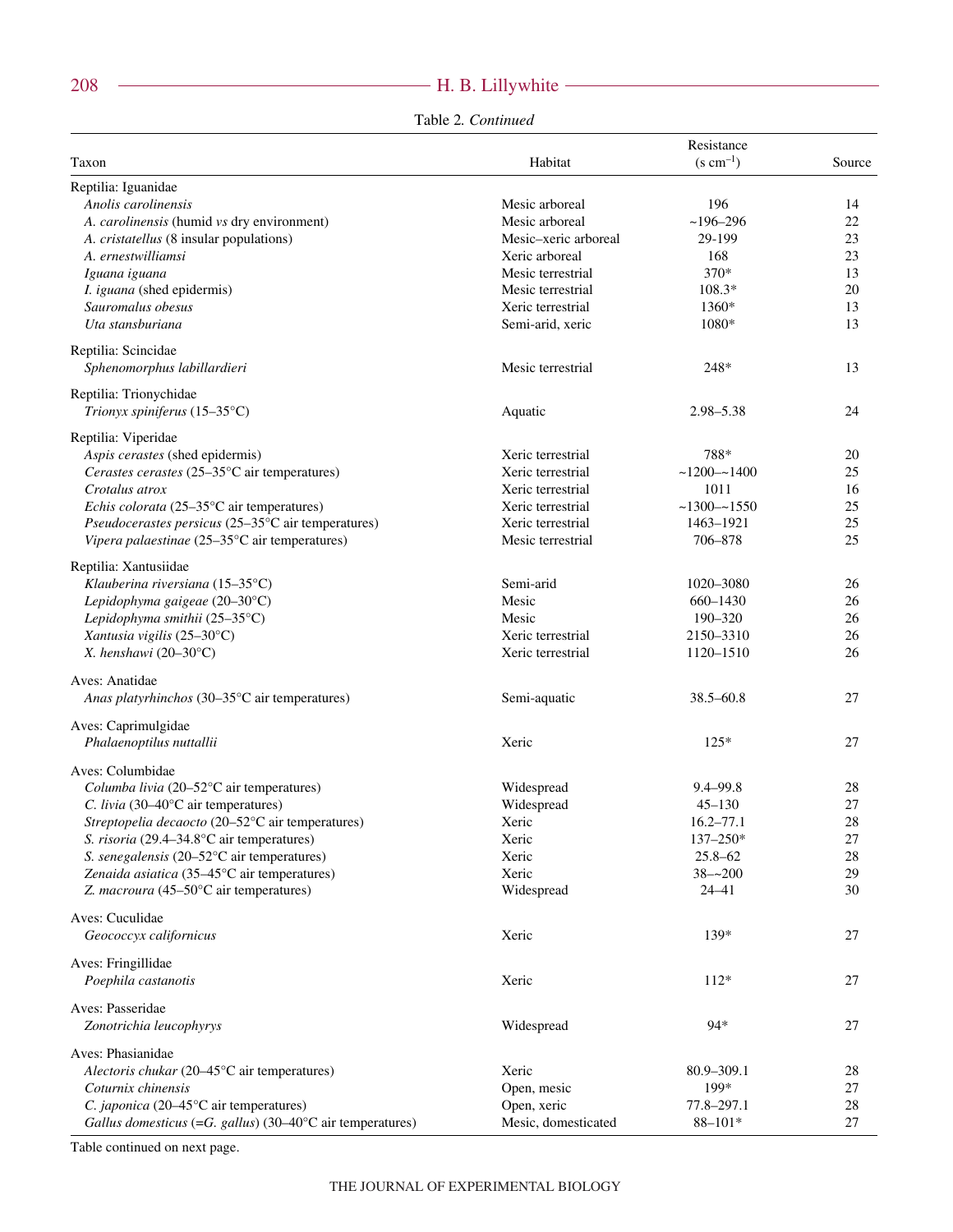Table 2. *Continued*

| Taxon | Habitat | Resistance (s cm$^{-1}$) | Source |
|---|---|---|---|
| Reptilia: Iguanidae | | | |
| *Anolis carolinensis* | Mesic arboreal | 196 | 14 |
| *A. carolinensis* (humid *vs* dry environment) | Mesic arboreal | ~196–296 | 22 |
| *A. cristatellus* (8 insular populations) | Mesic–xeric arboreal | 29-199 | 23 |
| *A. ernestwilliamsi* | Xeric arboreal | 168 | 23 |
| *Iguana iguana* | Mesic terrestrial | 370* | 13 |
| *I. iguana* (shed epidermis) | Mesic terrestrial | 108.3* | 20 |
| *Sauromalus obesus* | Xeric terrestrial | 1360* | 13 |
| *Uta stansburiana* | Semi-arid, xeric | 1080* | 13 |
| Reptilia: Scincidae | | | |
| *Sphenomorphus labillardieri* | Mesic terrestrial | 248* | 13 |
| Reptilia: Trionychidae | | | |
| *Trionyx spiniferus* (15–35°C) | Aquatic | 2.98–5.38 | 24 |
| Reptilia: Viperidae | | | |
| *Aspis cerastes* (shed epidermis) | Xeric terrestrial | 788* | 20 |
| *Cerastes cerastes* (25–35°C air temperatures) | Xeric terrestrial | ~1200–~1400 | 25 |
| *Crotalus atrox* | Xeric terrestrial | 1011 | 16 |
| *Echis colorata* (25–35°C air temperatures) | Xeric terrestrial | ~1300–~1550 | 25 |
| *Pseudocerastes persicus* (25–35°C air temperatures) | Xeric terrestrial | 1463–1921 | 25 |
| *Vipera palaestinae* (25–35°C air temperatures) | Mesic terrestrial | 706–878 | 25 |
| Reptilia: Xantusiidae | | | |
| *Klauberina riversiana* (15–35°C) | Semi-arid | 1020–3080 | 26 |
| *Lepidophyma gaigeae* (20–30°C) | Mesic | 660–1430 | 26 |
| *Lepidophyma smithii* (25–35°C) | Mesic | 190–320 | 26 |
| *Xantusia vigilis* (25–30°C) | Xeric terrestrial | 2150–3310 | 26 |
| *X. henshawi* (20–30°C) | Xeric terrestrial | 1120–1510 | 26 |
| Aves: Anatidae | | | |
| *Anas platyrhinchos* (30–35°C air temperatures) | Semi-aquatic | 38.5–60.8 | 27 |
| Aves: Caprimulgidae | | | |
| *Phalaenoptilus nuttallii* | Xeric | 125* | 27 |
| Aves: Columbidae | | | |
| *Columba livia* (20–52°C air temperatures) | Widespread | 9.4–99.8 | 28 |
| *C. livia* (30–40°C air temperatures) | Widespread | 45–130 | 27 |
| *Streptopelia decaocto* (20–52°C air temperatures) | Xeric | 16.2–77.1 | 28 |
| *S. risoria* (29.4–34.8°C air temperatures) | Xeric | 137–250* | 27 |
| *S. senegalensis* (20–52°C air temperatures) | Xeric | 25.8–62 | 28 |
| *Zenaida asiatica* (35–45°C air temperatures) | Xeric | 38–~200 | 29 |
| *Z. macroura* (45–50°C air temperatures) | Widespread | 24–41 | 30 |
| Aves: Cuculidae | | | |
| *Geococcyx californicus* | Xeric | 139* | 27 |
| Aves: Fringillidae | | | |
| *Poephila castanotis* | Xeric | 112* | 27 |
| Aves: Passeridae | | | |
| *Zonotrichia leucophyrys* | Widespread | 94* | 27 |
| Aves: Phasianidae | | | |
| *Alectoris chukar* (20–45°C air temperatures) | Xeric | 80.9–309.1 | 28 |
| *Coturnix chinensis* | Open, mesic | 199* | 27 |
| *C. japonica* (20–45°C air temperatures) | Open, xeric | 77.8–297.1 | 28 |
| *Gallus domesticus* (=*G. gallus*) (30–40°C air temperatures) | Mesic, domesticated | 88–101* | 27 |

Table continued on next page.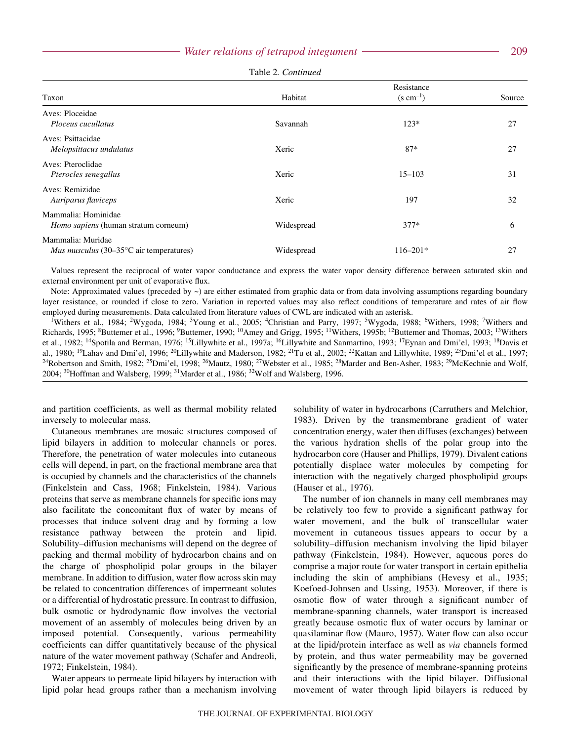Table 2. *Continued*

| Taxon | Habitat | Resistance (s cm$^{-1}$) | Source |
|---|---|---|---|
| Aves: Ploceidae | | | |
| *Ploceus cucullatus* | Savannah | 123* | 27 |
| Aves: Psittacidae | | | |
| *Melopsittacus undulatus* | Xeric | 87* | 27 |
| Aves: Pteroclidae | | | |
| *Pterocles senegallus* | Xeric | 15–103 | 31 |
| Aves: Remizidae | | | |
| *Auriparus flaviceps* | Xeric | 197 | 32 |
| Mammalia: Hominidae | | | |
| *Homo sapiens* (human stratum corneum) | Widespread | 377* | 6 |
| Mammalia: Muridae | | | |
| *Mus musculus* (30–35°C air temperatures) | Widespread | 116–201* | 27 |

Values represent the reciprocal of evaporative water vapor conductance and express the water vapor density difference between saturated skin and external environment per unit of evaporative flux.

Note: Approximated values (preceded by ~) are either estimated from graphic data or from data involving assumptions regarding boundary layer resistance, or rounded if close to zero. Variation in reported values may also reflect conditions of temperature and rates of air flow employed during measurements. Data calculated from literature values of CWL are indicated with an asterisk.

[1]Withers et al., 1984; [2]Wygoda, 1984; [3]Young et al., 2005; [4]Christian and Parry, 1997; [5]Wygoda, 1988; [6]Withers, 1998; [7]Withers and Richards, 1995; [8]Buttemer et al., 1996; [9]Buttemer, 1990; [10]Amey and Grigg, 1995; [11]Withers, 1995b; [12]Buttemer and Thomas, 2003; [13]Withers et al., 1982; [14]Spotila and Berman, 1976; [15]Lillywhite et al., 1997a; [16]Lillywhite and Sanmartino, 1993; [17]Eynan and Dmi'el, 1993; [18]Davis et al., 1980; [19]Lahav and Dmi'el, 1996; [20]Lillywhite and Maderson, 1982; [21]Tu et al., 2002; [22]Kattan and Lillywhite, 1989; [23]Dmi'el et al., 1997; [24]Robertson and Smith, 1982; [25]Dmi'el, 1998; [26]Mautz, 1980; [27]Webster et al., 1985; [28]Marder and Ben-Asher, 1983; [29]McKechnie and Wolf, 2004; [30]Hoffman and Walsberg, 1999; [31]Marder et al., 1986; [32]Wolf and Walsberg, 1996.

and partition coefficients, as well as thermal mobility related inversely to molecular mass.

Cutaneous membranes are mosaic structures composed of lipid bilayers in addition to molecular channels or pores. Therefore, the penetration of water molecules into cutaneous cells will depend, in part, on the fractional membrane area that is occupied by channels and the characteristics of the channels (Finkelstein and Cass, 1968; Finkelstein, 1984). Various proteins that serve as membrane channels for specific ions may also facilitate the concomitant flux of water by means of processes that induce solvent drag and by forming a low resistance pathway between the protein and lipid. Solubility–diffusion mechanisms will depend on the degree of packing and thermal mobility of hydrocarbon chains and on the charge of phospholipid polar groups in the bilayer membrane. In addition to diffusion, water flow across skin may be related to concentration differences of impermeant solutes or a differential of hydrostatic pressure. In contrast to diffusion, bulk osmotic or hydrodynamic flow involves the vectorial movement of an assembly of molecules being driven by an imposed potential. Consequently, various permeability coefficients can differ quantitatively because of the physical nature of the water movement pathway (Schafer and Andreoli, 1972; Finkelstein, 1984).

Water appears to permeate lipid bilayers by interaction with lipid polar head groups rather than a mechanism involving solubility of water in hydrocarbons (Carruthers and Melchior, 1983). Driven by the transmembrane gradient of water concentration energy, water then diffuses (exchanges) between the various hydration shells of the polar group into the hydrocarbon core (Hauser and Phillips, 1979). Divalent cations potentially displace water molecules by competing for interaction with the negatively charged phospholipid groups (Hauser et al., 1976).

The number of ion channels in many cell membranes may be relatively too few to provide a significant pathway for water movement, and the bulk of transcellular water movement in cutaneous tissues appears to occur by a solubility–diffusion mechanism involving the lipid bilayer pathway (Finkelstein, 1984). However, aqueous pores do comprise a major route for water transport in certain epithelia including the skin of amphibians (Hevesy et al., 1935; Koefoed-Johnsen and Ussing, 1953). Moreover, if there is osmotic flow of water through a significant number of membrane-spanning channels, water transport is increased greatly because osmotic flux of water occurs by laminar or quasilaminar flow (Mauro, 1957). Water flow can also occur at the lipid/protein interface as well as *via* channels formed by protein, and thus water permeability may be governed significantly by the presence of membrane-spanning proteins and their interactions with the lipid bilayer. Diffusional movement of water through lipid bilayers is reduced by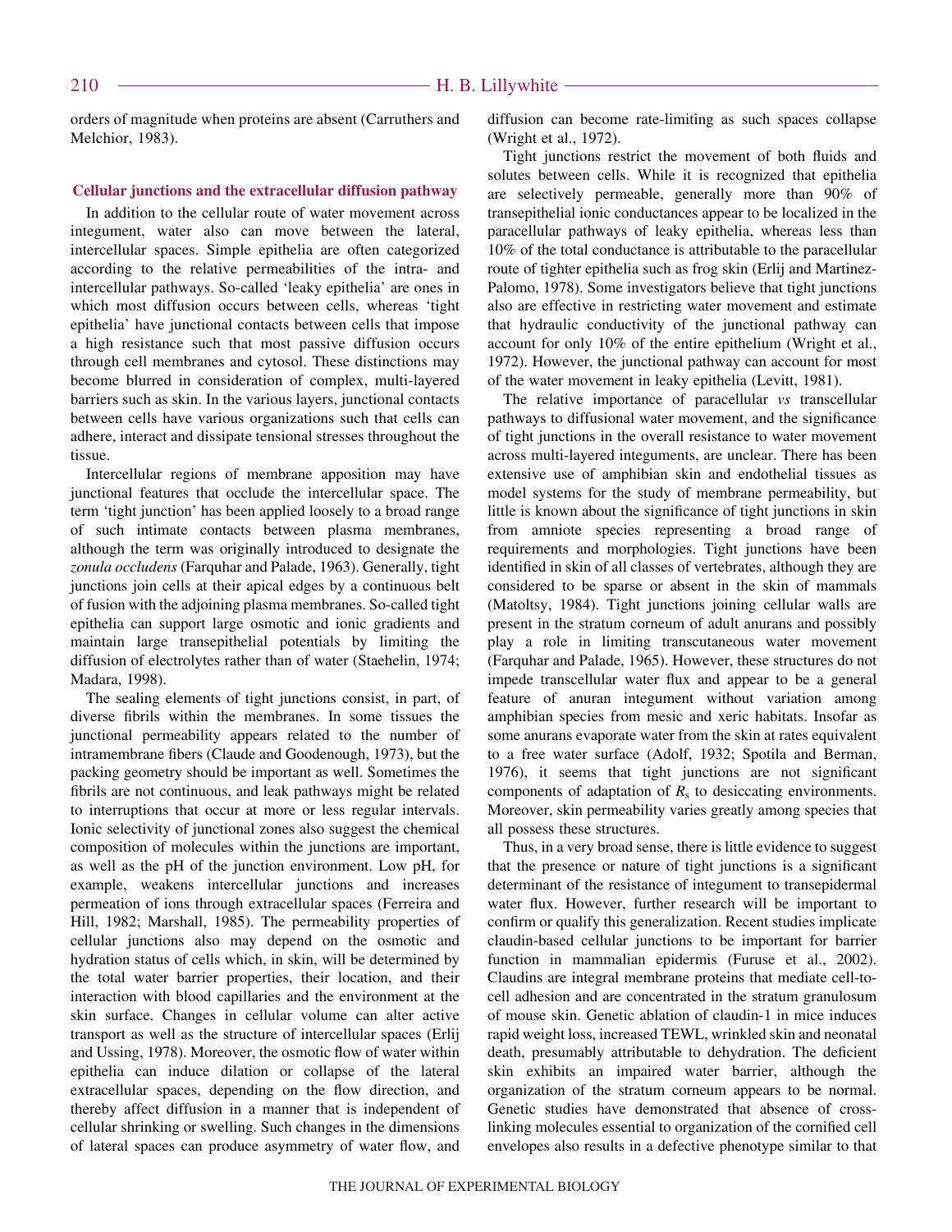orders of magnitude when proteins are absent (Carruthers and Melchior, 1983).

### Cellular junctions and the extracellular diffusion pathway

In addition to the cellular route of water movement across integument, water also can move between the lateral, intercellular spaces. Simple epithelia are often categorized according to the relative permeabilities of the intra- and intercellular pathways. So-called 'leaky epithelia' are ones in which most diffusion occurs between cells, whereas 'tight epithelia' have junctional contacts between cells that impose a high resistance such that most passive diffusion occurs through cell membranes and cytosol. These distinctions may become blurred in consideration of complex, multi-layered barriers such as skin. In the various layers, junctional contacts between cells have various organizations such that cells can adhere, interact and dissipate tensional stresses throughout the tissue.

Intercellular regions of membrane apposition may have junctional features that occlude the intercellular space. The term 'tight junction' has been applied loosely to a broad range of such intimate contacts between plasma membranes, although the term was originally introduced to designate the *zonula occludens* (Farquhar and Palade, 1963). Generally, tight junctions join cells at their apical edges by a continuous belt of fusion with the adjoining plasma membranes. So-called tight epithelia can support large osmotic and ionic gradients and maintain large transepithelial potentials by limiting the diffusion of electrolytes rather than of water (Staehelin, 1974; Madara, 1998).

The sealing elements of tight junctions consist, in part, of diverse fibrils within the membranes. In some tissues the junctional permeability appears related to the number of intramembrane fibers (Claude and Goodenough, 1973), but the packing geometry should be important as well. Sometimes the fibrils are not continuous, and leak pathways might be related to interruptions that occur at more or less regular intervals. Ionic selectivity of junctional zones also suggest the chemical composition of molecules within the junctions are important, as well as the pH of the junction environment. Low pH, for example, weakens intercellular junctions and increases permeation of ions through extracellular spaces (Ferreira and Hill, 1982; Marshall, 1985). The permeability properties of cellular junctions also may depend on the osmotic and hydration status of cells which, in skin, will be determined by the total water barrier properties, their location, and their interaction with blood capillaries and the environment at the skin surface. Changes in cellular volume can alter active transport as well as the structure of intercellular spaces (Erlij and Ussing, 1978). Moreover, the osmotic flow of water within epithelia can induce dilation or collapse of the lateral extracellular spaces, depending on the flow direction, and thereby affect diffusion in a manner that is independent of cellular shrinking or swelling. Such changes in the dimensions of lateral spaces can produce asymmetry of water flow, and diffusion can become rate-limiting as such spaces collapse (Wright et al., 1972).

Tight junctions restrict the movement of both fluids and solutes between cells. While it is recognized that epithelia are selectively permeable, generally more than 90% of transepithelial ionic conductances appear to be localized in the paracellular pathways of leaky epithelia, whereas less than 10% of the total conductance is attributable to the paracellular route of tighter epithelia such as frog skin (Erlij and Martinez-Palomo, 1978). Some investigators believe that tight junctions also are effective in restricting water movement and estimate that hydraulic conductivity of the junctional pathway can account for only 10% of the entire epithelium (Wright et al., 1972). However, the junctional pathway can account for most of the water movement in leaky epithelia (Levitt, 1981).

The relative importance of paracellular *vs* transcellular pathways to diffusional water movement, and the significance of tight junctions in the overall resistance to water movement across multi-layered integuments, are unclear. There has been extensive use of amphibian skin and endothelial tissues as model systems for the study of membrane permeability, but little is known about the significance of tight junctions in skin from amniote species representing a broad range of requirements and morphologies. Tight junctions have been identified in skin of all classes of vertebrates, although they are considered to be sparse or absent in the skin of mammals (Matoltsy, 1984). Tight junctions joining cellular walls are present in the stratum corneum of adult anurans and possibly play a role in limiting transcutaneous water movement (Farquhar and Palade, 1965). However, these structures do not impede transcellular water flux and appear to be a general feature of anuran integument without variation among amphibian species from mesic and xeric habitats. Insofar as some anurans evaporate water from the skin at rates equivalent to a free water surface (Adolf, 1932; Spotila and Berman, 1976), it seems that tight junctions are not significant components of adaptation of $R_s$ to desiccating environments. Moreover, skin permeability varies greatly among species that all possess these structures.

Thus, in a very broad sense, there is little evidence to suggest that the presence or nature of tight junctions is a significant determinant of the resistance of integument to transepidermal water flux. However, further research will be important to confirm or qualify this generalization. Recent studies implicate claudin-based cellular junctions to be important for barrier function in mammalian epidermis (Furuse et al., 2002). Claudins are integral membrane proteins that mediate cell-to-cell adhesion and are concentrated in the stratum granulosum of mouse skin. Genetic ablation of claudin-1 in mice induces rapid weight loss, increased TEWL, wrinkled skin and neonatal death, presumably attributable to dehydration. The deficient skin exhibits an impaired water barrier, although the organization of the stratum corneum appears to be normal. Genetic studies have demonstrated that absence of cross-linking molecules essential to organization of the cornified cell envelopes also results in a defective phenotype similar to that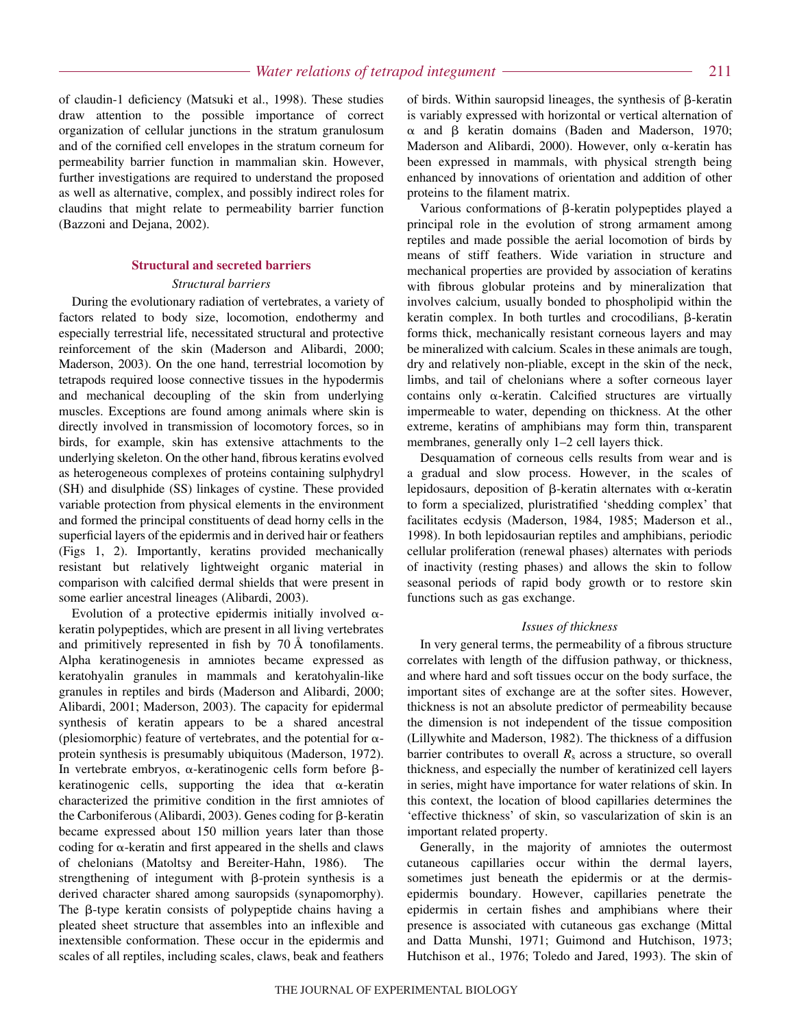of claudin-1 deficiency (Matsuki et al., 1998). These studies draw attention to the possible importance of correct organization of cellular junctions in the stratum granulosum and of the cornified cell envelopes in the stratum corneum for permeability barrier function in mammalian skin. However, further investigations are required to understand the proposed as well as alternative, complex, and possibly indirect roles for claudins that might relate to permeability barrier function (Bazzoni and Dejana, 2002).

## Structural and secreted barriers

### *Structural barriers*

During the evolutionary radiation of vertebrates, a variety of factors related to body size, locomotion, endothermy and especially terrestrial life, necessitated structural and protective reinforcement of the skin (Maderson and Alibardi, 2000; Maderson, 2003). On the one hand, terrestrial locomotion by tetrapods required loose connective tissues in the hypodermis and mechanical decoupling of the skin from underlying muscles. Exceptions are found among animals where skin is directly involved in transmission of locomotory forces, so in birds, for example, skin has extensive attachments to the underlying skeleton. On the other hand, fibrous keratins evolved as heterogeneous complexes of proteins containing sulphydryl (SH) and disulphide (SS) linkages of cystine. These provided variable protection from physical elements in the environment and formed the principal constituents of dead horny cells in the superficial layers of the epidermis and in derived hair or feathers (Figs 1, 2). Importantly, keratins provided mechanically resistant but relatively lightweight organic material in comparison with calcified dermal shields that were present in some earlier ancestral lineages (Alibardi, 2003).

Evolution of a protective epidermis initially involved α-keratin polypeptides, which are present in all living vertebrates and primitively represented in fish by 70 Å tonofilaments. Alpha keratinogenesis in amniotes became expressed as keratohyalin granules in mammals and keratohyalin-like granules in reptiles and birds (Maderson and Alibardi, 2000; Alibardi, 2001; Maderson, 2003). The capacity for epidermal synthesis of keratin appears to be a shared ancestral (plesiomorphic) feature of vertebrates, and the potential for α-protein synthesis is presumably ubiquitous (Maderson, 1972). In vertebrate embryos, α-keratinogenic cells form before β-keratinogenic cells, supporting the idea that α-keratin characterized the primitive condition in the first amniotes of the Carboniferous (Alibardi, 2003). Genes coding for β-keratin became expressed about 150 million years later than those coding for α-keratin and first appeared in the shells and claws of chelonians (Matoltsy and Bereiter-Hahn, 1986). The strengthening of integument with β-protein synthesis is a derived character shared among sauropsids (synapomorphy). The β-type keratin consists of polypeptide chains having a pleated sheet structure that assembles into an inflexible and inextensible conformation. These occur in the epidermis and scales of all reptiles, including scales, claws, beak and feathers of birds. Within sauropsid lineages, the synthesis of β-keratin is variably expressed with horizontal or vertical alternation of α and β keratin domains (Baden and Maderson, 1970; Maderson and Alibardi, 2000). However, only α-keratin has been expressed in mammals, with physical strength being enhanced by innovations of orientation and addition of other proteins to the filament matrix.

Various conformations of β-keratin polypeptides played a principal role in the evolution of strong armament among reptiles and made possible the aerial locomotion of birds by means of stiff feathers. Wide variation in structure and mechanical properties are provided by association of keratins with fibrous globular proteins and by mineralization that involves calcium, usually bonded to phospholipid within the keratin complex. In both turtles and crocodilians, β-keratin forms thick, mechanically resistant corneous layers and may be mineralized with calcium. Scales in these animals are tough, dry and relatively non-pliable, except in the skin of the neck, limbs, and tail of chelonians where a softer corneous layer contains only α-keratin. Calcified structures are virtually impermeable to water, depending on thickness. At the other extreme, keratins of amphibians may form thin, transparent membranes, generally only 1–2 cell layers thick.

Desquamation of corneous cells results from wear and is a gradual and slow process. However, in the scales of lepidosaurs, deposition of β-keratin alternates with α-keratin to form a specialized, pluristratified 'shedding complex' that facilitates ecdysis (Maderson, 1984, 1985; Maderson et al., 1998). In both lepidosaurian reptiles and amphibians, periodic cellular proliferation (renewal phases) alternates with periods of inactivity (resting phases) and allows the skin to follow seasonal periods of rapid body growth or to restore skin functions such as gas exchange.

### *Issues of thickness*

In very general terms, the permeability of a fibrous structure correlates with length of the diffusion pathway, or thickness, and where hard and soft tissues occur on the body surface, the important sites of exchange are at the softer sites. However, thickness is not an absolute predictor of permeability because the dimension is not independent of the tissue composition (Lillywhite and Maderson, 1982). The thickness of a diffusion barrier contributes to overall $R_s$ across a structure, so overall thickness, and especially the number of keratinized cell layers in series, might have importance for water relations of skin. In this context, the location of blood capillaries determines the 'effective thickness' of skin, so vascularization of skin is an important related property.

Generally, in the majority of amniotes the outermost cutaneous capillaries occur within the dermal layers, sometimes just beneath the epidermis or at the dermis-epidermis boundary. However, capillaries penetrate the epidermis in certain fishes and amphibians where their presence is associated with cutaneous gas exchange (Mittal and Datta Munshi, 1971; Guimond and Hutchison, 1973; Hutchison et al., 1976; Toledo and Jared, 1993). The skin of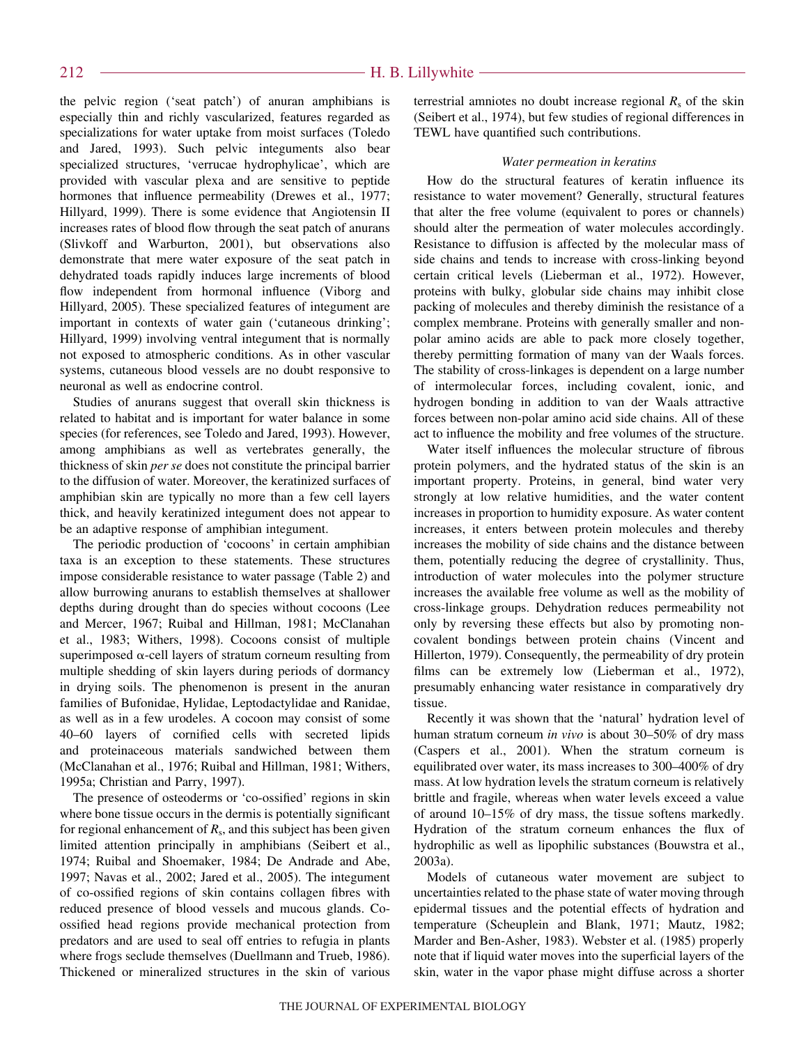the pelvic region ('seat patch') of anuran amphibians is especially thin and richly vascularized, features regarded as specializations for water uptake from moist surfaces (Toledo and Jared, 1993). Such pelvic integuments also bear specialized structures, 'verrucae hydrophylicae', which are provided with vascular plexa and are sensitive to peptide hormones that influence permeability (Drewes et al., 1977; Hillyard, 1999). There is some evidence that Angiotensin II increases rates of blood flow through the seat patch of anurans (Slivkoff and Warburton, 2001), but observations also demonstrate that mere water exposure of the seat patch in dehydrated toads rapidly induces large increments of blood flow independent from hormonal influence (Viborg and Hillyard, 2005). These specialized features of integument are important in contexts of water gain ('cutaneous drinking'; Hillyard, 1999) involving ventral integument that is normally not exposed to atmospheric conditions. As in other vascular systems, cutaneous blood vessels are no doubt responsive to neuronal as well as endocrine control.

Studies of anurans suggest that overall skin thickness is related to habitat and is important for water balance in some species (for references, see Toledo and Jared, 1993). However, among amphibians as well as vertebrates generally, the thickness of skin *per se* does not constitute the principal barrier to the diffusion of water. Moreover, the keratinized surfaces of amphibian skin are typically no more than a few cell layers thick, and heavily keratinized integument does not appear to be an adaptive response of amphibian integument.

The periodic production of 'cocoons' in certain amphibian taxa is an exception to these statements. These structures impose considerable resistance to water passage (Table 2) and allow burrowing anurans to establish themselves at shallower depths during drought than do species without cocoons (Lee and Mercer, 1967; Ruibal and Hillman, 1981; McClanahan et al., 1983; Withers, 1998). Cocoons consist of multiple superimposed α-cell layers of stratum corneum resulting from multiple shedding of skin layers during periods of dormancy in drying soils. The phenomenon is present in the anuran families of Bufonidae, Hylidae, Leptodactylidae and Ranidae, as well as in a few urodeles. A cocoon may consist of some 40–60 layers of cornified cells with secreted lipids and proteinaceous materials sandwiched between them (McClanahan et al., 1976; Ruibal and Hillman, 1981; Withers, 1995a; Christian and Parry, 1997).

The presence of osteoderms or 'co-ossified' regions in skin where bone tissue occurs in the dermis is potentially significant for regional enhancement of $R_s$, and this subject has been given limited attention principally in amphibians (Seibert et al., 1974; Ruibal and Shoemaker, 1984; De Andrade and Abe, 1997; Navas et al., 2002; Jared et al., 2005). The integument of co-ossified regions of skin contains collagen fibres with reduced presence of blood vessels and mucous glands. Co-ossified head regions provide mechanical protection from predators and are used to seal off entries to refugia in plants where frogs seclude themselves (Duellmann and Trueb, 1986). Thickened or mineralized structures in the skin of various terrestrial amniotes no doubt increase regional $R_s$ of the skin (Seibert et al., 1974), but few studies of regional differences in TEWL have quantified such contributions.

### *Water permeation in keratins*

How do the structural features of keratin influence its resistance to water movement? Generally, structural features that alter the free volume (equivalent to pores or channels) should alter the permeation of water molecules accordingly. Resistance to diffusion is affected by the molecular mass of side chains and tends to increase with cross-linking beyond certain critical levels (Lieberman et al., 1972). However, proteins with bulky, globular side chains may inhibit close packing of molecules and thereby diminish the resistance of a complex membrane. Proteins with generally smaller and non-polar amino acids are able to pack more closely together, thereby permitting formation of many van der Waals forces. The stability of cross-linkages is dependent on a large number of intermolecular forces, including covalent, ionic, and hydrogen bonding in addition to van der Waals attractive forces between non-polar amino acid side chains. All of these act to influence the mobility and free volumes of the structure.

Water itself influences the molecular structure of fibrous protein polymers, and the hydrated status of the skin is an important property. Proteins, in general, bind water very strongly at low relative humidities, and the water content increases in proportion to humidity exposure. As water content increases, it enters between protein molecules and thereby increases the mobility of side chains and the distance between them, potentially reducing the degree of crystallinity. Thus, introduction of water molecules into the polymer structure increases the available free volume as well as the mobility of cross-linkage groups. Dehydration reduces permeability not only by reversing these effects but also by promoting non-covalent bondings between protein chains (Vincent and Hillerton, 1979). Consequently, the permeability of dry protein films can be extremely low (Lieberman et al., 1972), presumably enhancing water resistance in comparatively dry tissue.

Recently it was shown that the 'natural' hydration level of human stratum corneum *in vivo* is about 30–50% of dry mass (Caspers et al., 2001). When the stratum corneum is equilibrated over water, its mass increases to 300–400% of dry mass. At low hydration levels the stratum corneum is relatively brittle and fragile, whereas when water levels exceed a value of around 10–15% of dry mass, the tissue softens markedly. Hydration of the stratum corneum enhances the flux of hydrophilic as well as lipophilic substances (Bouwstra et al., 2003a).

Models of cutaneous water movement are subject to uncertainties related to the phase state of water moving through epidermal tissues and the potential effects of hydration and temperature (Scheuplein and Blank, 1971; Mautz, 1982; Marder and Ben-Asher, 1983). Webster et al. (1985) properly note that if liquid water moves into the superficial layers of the skin, water in the vapor phase might diffuse across a shorter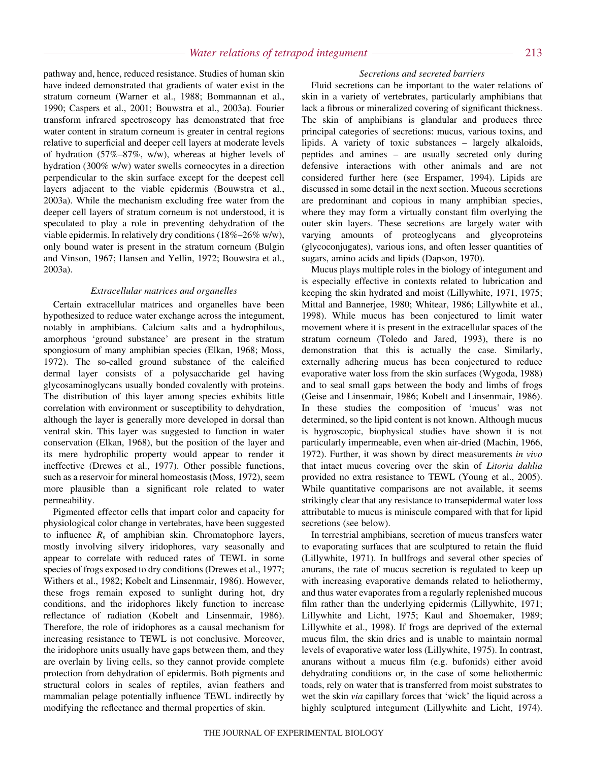pathway and, hence, reduced resistance. Studies of human skin have indeed demonstrated that gradients of water exist in the stratum corneum (Warner et al., 1988; Bommannan et al., 1990; Caspers et al., 2001; Bouwstra et al., 2003a). Fourier transform infrared spectroscopy has demonstrated that free water content in stratum corneum is greater in central regions relative to superficial and deeper cell layers at moderate levels of hydration (57%–87%, w/w), whereas at higher levels of hydration (300% w/w) water swells corneocytes in a direction perpendicular to the skin surface except for the deepest cell layers adjacent to the viable epidermis (Bouwstra et al., 2003a). While the mechanism excluding free water from the deeper cell layers of stratum corneum is not understood, it is speculated to play a role in preventing dehydration of the viable epidermis. In relatively dry conditions (18%–26% w/w), only bound water is present in the stratum corneum (Bulgin and Vinson, 1967; Hansen and Yellin, 1972; Bouwstra et al., 2003a).

### *Extracellular matrices and organelles*

Certain extracellular matrices and organelles have been hypothesized to reduce water exchange across the integument, notably in amphibians. Calcium salts and a hydrophilous, amorphous 'ground substance' are present in the stratum spongiosum of many amphibian species (Elkan, 1968; Moss, 1972). The so-called ground substance of the calcified dermal layer consists of a polysaccharide gel having glycosaminoglycans usually bonded covalently with proteins. The distribution of this layer among species exhibits little correlation with environment or susceptibility to dehydration, although the layer is generally more developed in dorsal than ventral skin. This layer was suggested to function in water conservation (Elkan, 1968), but the position of the layer and its mere hydrophilic property would appear to render it ineffective (Drewes et al., 1977). Other possible functions, such as a reservoir for mineral homeostasis (Moss, 1972), seem more plausible than a significant role related to water permeability.

Pigmented effector cells that impart color and capacity for physiological color change in vertebrates, have been suggested to influence $R_s$ of amphibian skin. Chromatophore layers, mostly involving silvery iridophores, vary seasonally and appear to correlate with reduced rates of TEWL in some species of frogs exposed to dry conditions (Drewes et al., 1977; Withers et al., 1982; Kobelt and Linsenmair, 1986). However, these frogs remain exposed to sunlight during hot, dry conditions, and the iridophores likely function to increase reflectance of radiation (Kobelt and Linsenmair, 1986). Therefore, the role of iridophores as a causal mechanism for increasing resistance to TEWL is not conclusive. Moreover, the iridophore units usually have gaps between them, and they are overlain by living cells, so they cannot provide complete protection from dehydration of epidermis. Both pigments and structural colors in scales of reptiles, avian feathers and mammalian pelage potentially influence TEWL indirectly by modifying the reflectance and thermal properties of skin.

### *Secretions and secreted barriers*

Fluid secretions can be important to the water relations of skin in a variety of vertebrates, particularly amphibians that lack a fibrous or mineralized covering of significant thickness. The skin of amphibians is glandular and produces three principal categories of secretions: mucus, various toxins, and lipids. A variety of toxic substances – largely alkaloids, peptides and amines – are usually secreted only during defensive interactions with other animals and are not considered further here (see Erspamer, 1994). Lipids are discussed in some detail in the next section. Mucous secretions are predominant and copious in many amphibian species, where they may form a virtually constant film overlying the outer skin layers. These secretions are largely water with varying amounts of proteoglycans and glycoproteins (glycoconjugates), various ions, and often lesser quantities of sugars, amino acids and lipids (Dapson, 1970).

Mucus plays multiple roles in the biology of integument and is especially effective in contexts related to lubrication and keeping the skin hydrated and moist (Lillywhite, 1971, 1975; Mittal and Bannerjee, 1980; Whitear, 1986; Lillywhite et al., 1998). While mucus has been conjectured to limit water movement where it is present in the extracellular spaces of the stratum corneum (Toledo and Jared, 1993), there is no demonstration that this is actually the case. Similarly, externally adhering mucus has been conjectured to reduce evaporative water loss from the skin surfaces (Wygoda, 1988) and to seal small gaps between the body and limbs of frogs (Geise and Linsenmair, 1986; Kobelt and Linsenmair, 1986). In these studies the composition of 'mucus' was not determined, so the lipid content is not known. Although mucus is hygroscopic, biophysical studies have shown it is not particularly impermeable, even when air-dried (Machin, 1966, 1972). Further, it was shown by direct measurements *in vivo* that intact mucus covering over the skin of *Litoria dahlia* provided no extra resistance to TEWL (Young et al., 2005). While quantitative comparisons are not available, it seems strikingly clear that any resistance to transepidermal water loss attributable to mucus is miniscule compared with that for lipid secretions (see below).

In terrestrial amphibians, secretion of mucus transfers water to evaporating surfaces that are sculptured to retain the fluid (Lillywhite, 1971). In bullfrogs and several other species of anurans, the rate of mucus secretion is regulated to keep up with increasing evaporative demands related to heliothermy, and thus water evaporates from a regularly replenished mucous film rather than the underlying epidermis (Lillywhite, 1971; Lillywhite and Licht, 1975; Kaul and Shoemaker, 1989; Lillywhite et al., 1998). If frogs are deprived of the external mucus film, the skin dries and is unable to maintain normal levels of evaporative water loss (Lillywhite, 1975). In contrast, anurans without a mucus film (e.g. bufonids) either avoid dehydrating conditions or, in the case of some heliothermic toads, rely on water that is transferred from moist substrates to wet the skin *via* capillary forces that 'wick' the liquid across a highly sculptured integument (Lillywhite and Licht, 1974).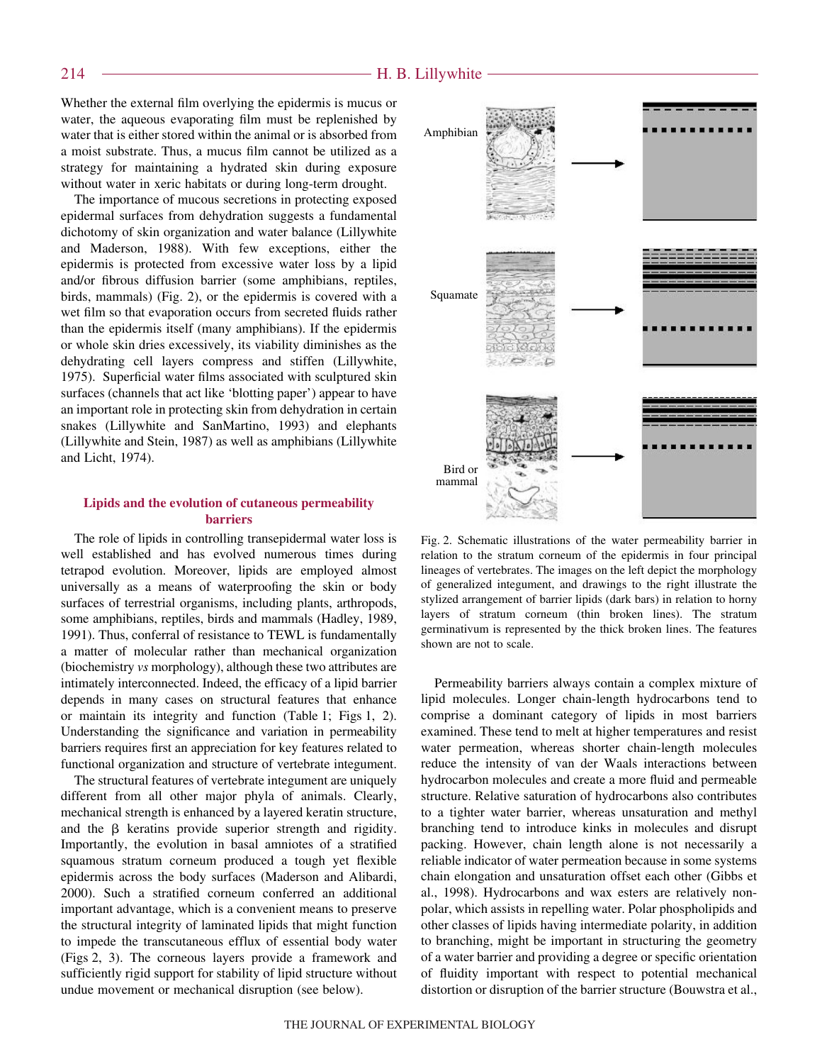Whether the external film overlying the epidermis is mucus or water, the aqueous evaporating film must be replenished by water that is either stored within the animal or is absorbed from a moist substrate. Thus, a mucus film cannot be utilized as a strategy for maintaining a hydrated skin during exposure without water in xeric habitats or during long-term drought.

The importance of mucous secretions in protecting exposed epidermal surfaces from dehydration suggests a fundamental dichotomy of skin organization and water balance (Lillywhite and Maderson, 1988). With few exceptions, either the epidermis is protected from excessive water loss by a lipid and/or fibrous diffusion barrier (some amphibians, reptiles, birds, mammals) (Fig. 2), or the epidermis is covered with a wet film so that evaporation occurs from secreted fluids rather than the epidermis itself (many amphibians). If the epidermis or whole skin dries excessively, its viability diminishes as the dehydrating cell layers compress and stiffen (Lillywhite, 1975). Superficial water films associated with sculptured skin surfaces (channels that act like 'blotting paper') appear to have an important role in protecting skin from dehydration in certain snakes (Lillywhite and SanMartino, 1993) and elephants (Lillywhite and Stein, 1987) as well as amphibians (Lillywhite and Licht, 1974).

## Lipids and the evolution of cutaneous permeability barriers

The role of lipids in controlling transepidermal water loss is well established and has evolved numerous times during tetrapod evolution. Moreover, lipids are employed almost universally as a means of waterproofing the skin or body surfaces of terrestrial organisms, including plants, arthropods, some amphibians, reptiles, birds and mammals (Hadley, 1989, 1991). Thus, conferral of resistance to TEWL is fundamentally a matter of molecular rather than mechanical organization (biochemistry *vs* morphology), although these two attributes are intimately interconnected. Indeed, the efficacy of a lipid barrier depends in many cases on structural features that enhance or maintain its integrity and function (Table 1; Figs 1, 2). Understanding the significance and variation in permeability barriers requires first an appreciation for key features related to functional organization and structure of vertebrate integument.

The structural features of vertebrate integument are uniquely different from all other major phyla of animals. Clearly, mechanical strength is enhanced by a layered keratin structure, and the β keratins provide superior strength and rigidity. Importantly, the evolution in basal amniotes of a stratified squamous stratum corneum produced a tough yet flexible epidermis across the body surfaces (Maderson and Alibardi, 2000). Such a stratified corneum conferred an additional important advantage, which is a convenient means to preserve the structural integrity of laminated lipids that might function to impede the transcutaneous efflux of essential body water (Figs 2, 3). The corneous layers provide a framework and sufficiently rigid support for stability of lipid structure without undue movement or mechanical disruption (see below).

Fig. 2. Schematic illustrations of the water permeability barrier in relation to the stratum corneum of the epidermis in four principal lineages of vertebrates. The images on the left depict the morphology of generalized integument, and drawings to the right illustrate the stylized arrangement of barrier lipids (dark bars) in relation to horny layers of stratum corneum (thin broken lines). The stratum germinativum is represented by the thick broken lines. The features shown are not to scale.

Permeability barriers always contain a complex mixture of lipid molecules. Longer chain-length hydrocarbons tend to comprise a dominant category of lipids in most barriers examined. These tend to melt at higher temperatures and resist water permeation, whereas shorter chain-length molecules reduce the intensity of van der Waals interactions between hydrocarbon molecules and create a more fluid and permeable structure. Relative saturation of hydrocarbons also contributes to a tighter water barrier, whereas unsaturation and methyl branching tend to introduce kinks in molecules and disrupt packing. However, chain length alone is not necessarily a reliable indicator of water permeation because in some systems chain elongation and unsaturation offset each other (Gibbs et al., 1998). Hydrocarbons and wax esters are relatively non-polar, which assists in repelling water. Polar phospholipids and other classes of lipids having intermediate polarity, in addition to branching, might be important in structuring the geometry of a water barrier and providing a degree or specific orientation of fluidity important with respect to potential mechanical distortion or disruption of the barrier structure (Bouwstra et al.,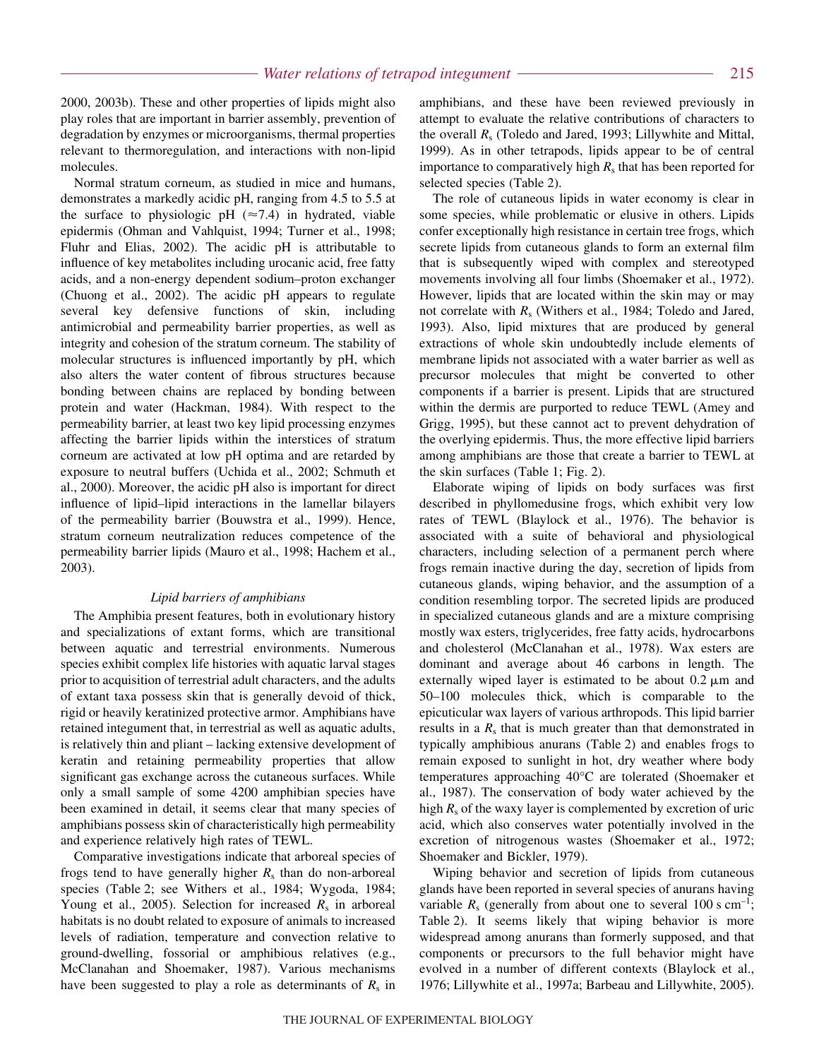2000, 2003b). These and other properties of lipids might also play roles that are important in barrier assembly, prevention of degradation by enzymes or microorganisms, thermal properties relevant to thermoregulation, and interactions with non-lipid molecules.

Normal stratum corneum, as studied in mice and humans, demonstrates a markedly acidic pH, ranging from 4.5 to 5.5 at the surface to physiologic pH (≈7.4) in hydrated, viable epidermis (Ohman and Vahlquist, 1994; Turner et al., 1998; Fluhr and Elias, 2002). The acidic pH is attributable to influence of key metabolites including urocanic acid, free fatty acids, and a non-energy dependent sodium–proton exchanger (Chuong et al., 2002). The acidic pH appears to regulate several key defensive functions of skin, including antimicrobial and permeability barrier properties, as well as integrity and cohesion of the stratum corneum. The stability of molecular structures is influenced importantly by pH, which also alters the water content of fibrous structures because bonding between chains are replaced by bonding between protein and water (Hackman, 1984). With respect to the permeability barrier, at least two key lipid processing enzymes affecting the barrier lipids within the interstices of stratum corneum are activated at low pH optima and are retarded by exposure to neutral buffers (Uchida et al., 2002; Schmuth et al., 2000). Moreover, the acidic pH also is important for direct influence of lipid–lipid interactions in the lamellar bilayers of the permeability barrier (Bouwstra et al., 1999). Hence, stratum corneum neutralization reduces competence of the permeability barrier lipids (Mauro et al., 1998; Hachem et al., 2003).

### *Lipid barriers of amphibians*

The Amphibia present features, both in evolutionary history and specializations of extant forms, which are transitional between aquatic and terrestrial environments. Numerous species exhibit complex life histories with aquatic larval stages prior to acquisition of terrestrial adult characters, and the adults of extant taxa possess skin that is generally devoid of thick, rigid or heavily keratinized protective armor. Amphibians have retained integument that, in terrestrial as well as aquatic adults, is relatively thin and pliant – lacking extensive development of keratin and retaining permeability properties that allow significant gas exchange across the cutaneous surfaces. While only a small sample of some 4200 amphibian species have been examined in detail, it seems clear that many species of amphibians possess skin of characteristically high permeability and experience relatively high rates of TEWL.

Comparative investigations indicate that arboreal species of frogs tend to have generally higher $R_s$ than do non-arboreal species (Table 2; see Withers et al., 1984; Wygoda, 1984; Young et al., 2005). Selection for increased $R_s$ in arboreal habitats is no doubt related to exposure of animals to increased levels of radiation, temperature and convection relative to ground-dwelling, fossorial or amphibious relatives (e.g., McClanahan and Shoemaker, 1987). Various mechanisms have been suggested to play a role as determinants of $R_s$ in amphibians, and these have been reviewed previously in attempt to evaluate the relative contributions of characters to the overall $R_s$ (Toledo and Jared, 1993; Lillywhite and Mittal, 1999). As in other tetrapods, lipids appear to be of central importance to comparatively high $R_s$ that has been reported for selected species (Table 2).

The role of cutaneous lipids in water economy is clear in some species, while problematic or elusive in others. Lipids confer exceptionally high resistance in certain tree frogs, which secrete lipids from cutaneous glands to form an external film that is subsequently wiped with complex and stereotyped movements involving all four limbs (Shoemaker et al., 1972). However, lipids that are located within the skin may or may not correlate with $R_s$ (Withers et al., 1984; Toledo and Jared, 1993). Also, lipid mixtures that are produced by general extractions of whole skin undoubtedly include elements of membrane lipids not associated with a water barrier as well as precursor molecules that might be converted to other components if a barrier is present. Lipids that are structured within the dermis are purported to reduce TEWL (Amey and Grigg, 1995), but these cannot act to prevent dehydration of the overlying epidermis. Thus, the more effective lipid barriers among amphibians are those that create a barrier to TEWL at the skin surfaces (Table 1; Fig. 2).

Elaborate wiping of lipids on body surfaces was first described in phyllomedusine frogs, which exhibit very low rates of TEWL (Blaylock et al., 1976). The behavior is associated with a suite of behavioral and physiological characters, including selection of a permanent perch where frogs remain inactive during the day, secretion of lipids from cutaneous glands, wiping behavior, and the assumption of a condition resembling torpor. The secreted lipids are produced in specialized cutaneous glands and are a mixture comprising mostly wax esters, triglycerides, free fatty acids, hydrocarbons and cholesterol (McClanahan et al., 1978). Wax esters are dominant and average about 46 carbons in length. The externally wiped layer is estimated to be about 0.2 μm and 50–100 molecules thick, which is comparable to the epicuticular wax layers of various arthropods. This lipid barrier results in a $R_s$ that is much greater than that demonstrated in typically amphibious anurans (Table 2) and enables frogs to remain exposed to sunlight in hot, dry weather where body temperatures approaching 40°C are tolerated (Shoemaker et al., 1987). The conservation of body water achieved by the high $R_s$ of the waxy layer is complemented by excretion of uric acid, which also conserves water potentially involved in the excretion of nitrogenous wastes (Shoemaker et al., 1972; Shoemaker and Bickler, 1979).

Wiping behavior and secretion of lipids from cutaneous glands have been reported in several species of anurans having variable $R_s$ (generally from about one to several 100 s cm$^{-1}$; Table 2). It seems likely that wiping behavior is more widespread among anurans than formerly supposed, and that components or precursors to the full behavior might have evolved in a number of different contexts (Blaylock et al., 1976; Lillywhite et al., 1997a; Barbeau and Lillywhite, 2005).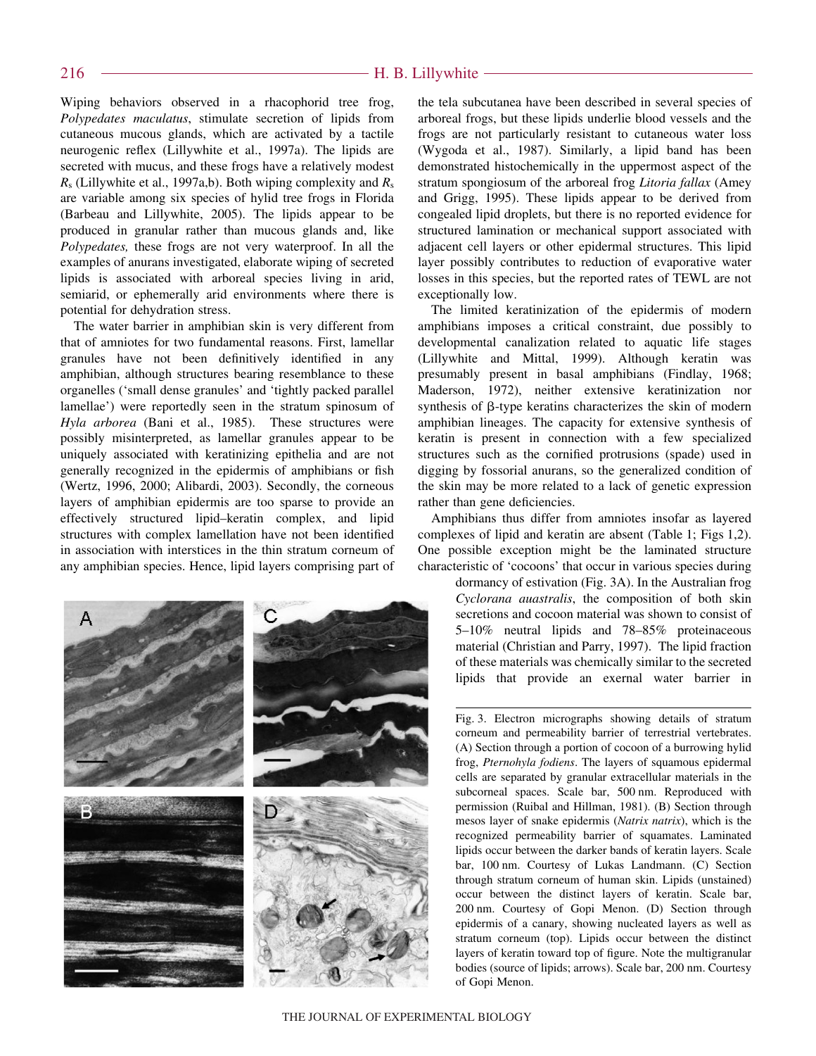Wiping behaviors observed in a rhacophorid tree frog, *Polypedates maculatus*, stimulate secretion of lipids from cutaneous mucous glands, which are activated by a tactile neurogenic reflex (Lillywhite et al., 1997a). The lipids are secreted with mucus, and these frogs have a relatively modest $R_s$ (Lillywhite et al., 1997a,b). Both wiping complexity and $R_s$ are variable among six species of hylid tree frogs in Florida (Barbeau and Lillywhite, 2005). The lipids appear to be produced in granular rather than mucous glands and, like *Polypedates,* these frogs are not very waterproof. In all the examples of anurans investigated, elaborate wiping of secreted lipids is associated with arboreal species living in arid, semiarid, or ephemerally arid environments where there is potential for dehydration stress.

The water barrier in amphibian skin is very different from that of amniotes for two fundamental reasons. First, lamellar granules have not been definitively identified in any amphibian, although structures bearing resemblance to these organelles ('small dense granules' and 'tightly packed parallel lamellae') were reportedly seen in the stratum spinosum of *Hyla arborea* (Bani et al., 1985). These structures were possibly misinterpreted, as lamellar granules appear to be uniquely associated with keratinizing epithelia and are not generally recognized in the epidermis of amphibians or fish (Wertz, 1996, 2000; Alibardi, 2003). Secondly, the corneous layers of amphibian epidermis are too sparse to provide an effectively structured lipid–keratin complex, and lipid structures with complex lamellation have not been identified in association with interstices in the thin stratum corneum of any amphibian species. Hence, lipid layers comprising part of the tela subcutanea have been described in several species of arboreal frogs, but these lipids underlie blood vessels and the frogs are not particularly resistant to cutaneous water loss (Wygoda et al., 1987). Similarly, a lipid band has been demonstrated histochemically in the uppermost aspect of the stratum spongiosum of the arboreal frog *Litoria fallax* (Amey and Grigg, 1995). These lipids appear to be derived from congealed lipid droplets, but there is no reported evidence for structured lamination or mechanical support associated with adjacent cell layers or other epidermal structures. This lipid layer possibly contributes to reduction of evaporative water losses in this species, but the reported rates of TEWL are not exceptionally low.

The limited keratinization of the epidermis of modern amphibians imposes a critical constraint, due possibly to developmental canalization related to aquatic life stages (Lillywhite and Mittal, 1999). Although keratin was presumably present in basal amphibians (Findlay, 1968; Maderson, 1972), neither extensive keratinization nor synthesis of β-type keratins characterizes the skin of modern amphibian lineages. The capacity for extensive synthesis of keratin is present in connection with a few specialized structures such as the cornified protrusions (spade) used in digging by fossorial anurans, so the generalized condition of the skin may be more related to a lack of genetic expression rather than gene deficiencies.

Amphibians thus differ from amniotes insofar as layered complexes of lipid and keratin are absent (Table 1; Figs 1,2). One possible exception might be the laminated structure characteristic of 'cocoons' that occur in various species during dormancy of estivation (Fig. 3A). In the Australian frog *Cyclorana auastralis*, the composition of both skin secretions and cocoon material was shown to consist of 5–10% neutral lipids and 78–85% proteinaceous material (Christian and Parry, 1997). The lipid fraction of these materials was chemically similar to the secreted lipids that provide an exernal water barrier in

Fig. 3. Electron micrographs showing details of stratum corneum and permeability barrier of terrestrial vertebrates. (A) Section through a portion of cocoon of a burrowing hylid frog, *Pternohyla fodiens*. The layers of squamous epidermal cells are separated by granular extracellular materials in the subcorneal spaces. Scale bar, 500 nm. Reproduced with permission (Ruibal and Hillman, 1981). (B) Section through mesos layer of snake epidermis (*Natrix natrix*), which is the recognized permeability barrier of squamates. Laminated lipids occur between the darker bands of keratin layers. Scale bar, 100 nm. Courtesy of Lukas Landmann. (C) Section through stratum corneum of human skin. Lipids (unstained) occur between the distinct layers of keratin. Scale bar, 200 nm. Courtesy of Gopi Menon. (D) Section through epidermis of a canary, showing nucleated layers as well as stratum corneum (top). Lipids occur between the distinct layers of keratin toward top of figure. Note the multigranular bodies (source of lipids; arrows). Scale bar, 200 nm. Courtesy of Gopi Menon.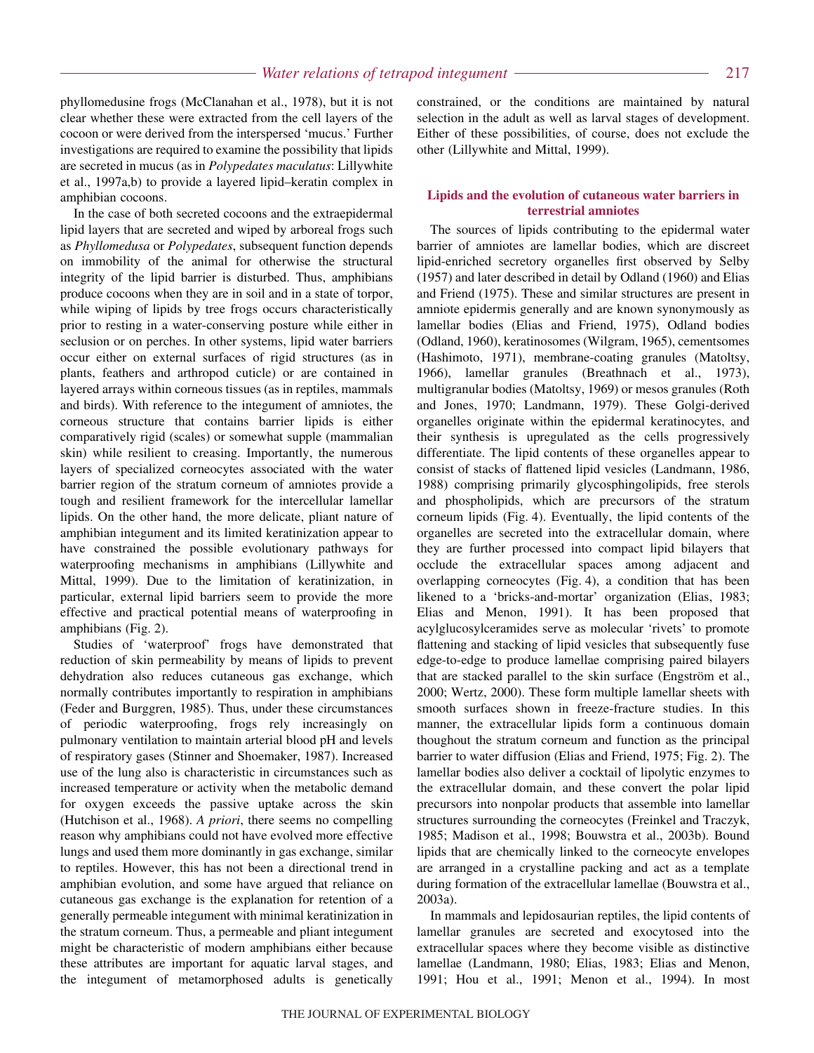phyllomedusine frogs (McClanahan et al., 1978), but it is not clear whether these were extracted from the cell layers of the cocoon or were derived from the interspersed 'mucus.' Further investigations are required to examine the possibility that lipids are secreted in mucus (as in *Polypedates maculatus*: Lillywhite et al., 1997a,b) to provide a layered lipid–keratin complex in amphibian cocoons.

In the case of both secreted cocoons and the extraepidermal lipid layers that are secreted and wiped by arboreal frogs such as *Phyllomedusa* or *Polypedates*, subsequent function depends on immobility of the animal for otherwise the structural integrity of the lipid barrier is disturbed. Thus, amphibians produce cocoons when they are in soil and in a state of torpor, while wiping of lipids by tree frogs occurs characteristically prior to resting in a water-conserving posture while either in seclusion or on perches. In other systems, lipid water barriers occur either on external surfaces of rigid structures (as in plants, feathers and arthropod cuticle) or are contained in layered arrays within corneous tissues (as in reptiles, mammals and birds). With reference to the integument of amniotes, the corneous structure that contains barrier lipids is either comparatively rigid (scales) or somewhat supple (mammalian skin) while resilient to creasing. Importantly, the numerous layers of specialized corneocytes associated with the water barrier region of the stratum corneum of amniotes provide a tough and resilient framework for the intercellular lamellar lipids. On the other hand, the more delicate, pliant nature of amphibian integument and its limited keratinization appear to have constrained the possible evolutionary pathways for waterproofing mechanisms in amphibians (Lillywhite and Mittal, 1999). Due to the limitation of keratinization, in particular, external lipid barriers seem to provide the more effective and practical potential means of waterproofing in amphibians (Fig. 2).

Studies of 'waterproof' frogs have demonstrated that reduction of skin permeability by means of lipids to prevent dehydration also reduces cutaneous gas exchange, which normally contributes importantly to respiration in amphibians (Feder and Burggren, 1985). Thus, under these circumstances of periodic waterproofing, frogs rely increasingly on pulmonary ventilation to maintain arterial blood pH and levels of respiratory gases (Stinner and Shoemaker, 1987). Increased use of the lung also is characteristic in circumstances such as increased temperature or activity when the metabolic demand for oxygen exceeds the passive uptake across the skin (Hutchison et al., 1968). *A priori*, there seems no compelling reason why amphibians could not have evolved more effective lungs and used them more dominantly in gas exchange, similar to reptiles. However, this has not been a directional trend in amphibian evolution, and some have argued that reliance on cutaneous gas exchange is the explanation for retention of a generally permeable integument with minimal keratinization in the stratum corneum. Thus, a permeable and pliant integument might be characteristic of modern amphibians either because these attributes are important for aquatic larval stages, and the integument of metamorphosed adults is genetically constrained, or the conditions are maintained by natural selection in the adult as well as larval stages of development. Either of these possibilities, of course, does not exclude the other (Lillywhite and Mittal, 1999).

## Lipids and the evolution of cutaneous water barriers in terrestrial amniotes

The sources of lipids contributing to the epidermal water barrier of amniotes are lamellar bodies, which are discreet lipid-enriched secretory organelles first observed by Selby (1957) and later described in detail by Odland (1960) and Elias and Friend (1975). These and similar structures are present in amniote epidermis generally and are known synonymously as lamellar bodies (Elias and Friend, 1975), Odland bodies (Odland, 1960), keratinosomes (Wilgram, 1965), cementsomes (Hashimoto, 1971), membrane-coating granules (Matoltsy, 1966), lamellar granules (Breathnach et al., 1973), multigranular bodies (Matoltsy, 1969) or mesos granules (Roth and Jones, 1970; Landmann, 1979). These Golgi-derived organelles originate within the epidermal keratinocytes, and their synthesis is upregulated as the cells progressively differentiate. The lipid contents of these organelles appear to consist of stacks of flattened lipid vesicles (Landmann, 1986, 1988) comprising primarily glycosphingolipids, free sterols and phospholipids, which are precursors of the stratum corneum lipids (Fig. 4). Eventually, the lipid contents of the organelles are secreted into the extracellular domain, where they are further processed into compact lipid bilayers that occlude the extracellular spaces among adjacent and overlapping corneocytes (Fig. 4), a condition that has been likened to a 'bricks-and-mortar' organization (Elias, 1983; Elias and Menon, 1991). It has been proposed that acylglucosylceramides serve as molecular 'rivets' to promote flattening and stacking of lipid vesicles that subsequently fuse edge-to-edge to produce lamellae comprising paired bilayers that are stacked parallel to the skin surface (Engström et al., 2000; Wertz, 2000). These form multiple lamellar sheets with smooth surfaces shown in freeze-fracture studies. In this manner, the extracellular lipids form a continuous domain thoughout the stratum corneum and function as the principal barrier to water diffusion (Elias and Friend, 1975; Fig. 2). The lamellar bodies also deliver a cocktail of lipolytic enzymes to the extracellular domain, and these convert the polar lipid precursors into nonpolar products that assemble into lamellar structures surrounding the corneocytes (Freinkel and Traczyk, 1985; Madison et al., 1998; Bouwstra et al., 2003b). Bound lipids that are chemically linked to the corneocyte envelopes are arranged in a crystalline packing and act as a template during formation of the extracellular lamellae (Bouwstra et al., 2003a).

In mammals and lepidosaurian reptiles, the lipid contents of lamellar granules are secreted and exocytosed into the extracellular spaces where they become visible as distinctive lamellae (Landmann, 1980; Elias, 1983; Elias and Menon, 1991; Hou et al., 1991; Menon et al., 1994). In most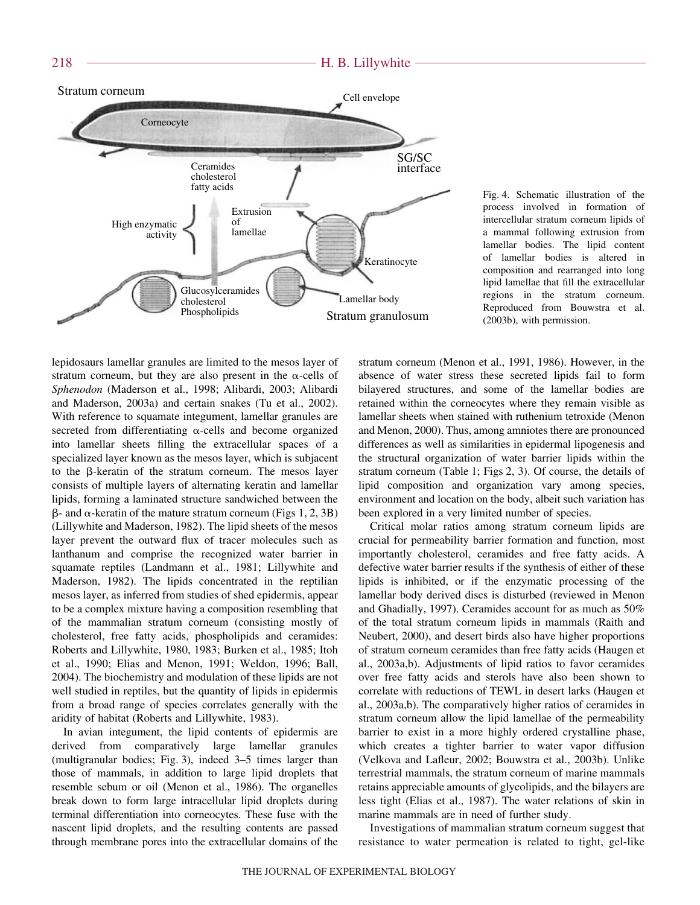Fig. 4. Schematic illustration of the process involved in formation of intercellular stratum corneum lipids of a mammal following extrusion from lamellar bodies. The lipid content of lamellar bodies is altered in composition and rearranged into long lipid lamellae that fill the extracellular regions in the stratum corneum. Reproduced from Bouwstra et al. (2003b), with permission.

lepidosaurs lamellar granules are limited to the mesos layer of stratum corneum, but they are also present in the α-cells of *Sphenodon* (Maderson et al., 1998; Alibardi, 2003; Alibardi and Maderson, 2003a) and certain snakes (Tu et al., 2002). With reference to squamate integument, lamellar granules are secreted from differentiating α-cells and become organized into lamellar sheets filling the extracellular spaces of a specialized layer known as the mesos layer, which is subjacent to the β-keratin of the stratum corneum. The mesos layer consists of multiple layers of alternating keratin and lamellar lipids, forming a laminated structure sandwiched between the β- and α-keratin of the mature stratum corneum (Figs 1, 2, 3B) (Lillywhite and Maderson, 1982). The lipid sheets of the mesos layer prevent the outward flux of tracer molecules such as lanthanum and comprise the recognized water barrier in squamate reptiles (Landmann et al., 1981; Lillywhite and Maderson, 1982). The lipids concentrated in the reptilian mesos layer, as inferred from studies of shed epidermis, appear to be a complex mixture having a composition resembling that of the mammalian stratum corneum (consisting mostly of cholesterol, free fatty acids, phospholipids and ceramides: Roberts and Lillywhite, 1980, 1983; Burken et al., 1985; Itoh et al., 1990; Elias and Menon, 1991; Weldon, 1996; Ball, 2004). The biochemistry and modulation of these lipids are not well studied in reptiles, but the quantity of lipids in epidermis from a broad range of species correlates generally with the aridity of habitat (Roberts and Lillywhite, 1983).

In avian integument, the lipid contents of epidermis are derived from comparatively large lamellar granules (multigranular bodies; Fig. 3), indeed 3–5 times larger than those of mammals, in addition to large lipid droplets that resemble sebum or oil (Menon et al., 1986). The organelles break down to form large intracellular lipid droplets during terminal differentiation into corneocytes. These fuse with the nascent lipid droplets, and the resulting contents are passed through membrane pores into the extracellular domains of the stratum corneum (Menon et al., 1991, 1986). However, in the absence of water stress these secreted lipids fail to form bilayered structures, and some of the lamellar bodies are retained within the corneocytes where they remain visible as lamellar sheets when stained with ruthenium tetroxide (Menon and Menon, 2000). Thus, among amniotes there are pronounced differences as well as similarities in epidermal lipogenesis and the structural organization of water barrier lipids within the stratum corneum (Table 1; Figs 2, 3). Of course, the details of lipid composition and organization vary among species, environment and location on the body, albeit such variation has been explored in a very limited number of species.

Critical molar ratios among stratum corneum lipids are crucial for permeability barrier formation and function, most importantly cholesterol, ceramides and free fatty acids. A defective water barrier results if the synthesis of either of these lipids is inhibited, or if the enzymatic processing of the lamellar body derived discs is disturbed (reviewed in Menon and Ghadially, 1997). Ceramides account for as much as 50% of the total stratum corneum lipids in mammals (Raith and Neubert, 2000), and desert birds also have higher proportions of stratum corneum ceramides than free fatty acids (Haugen et al., 2003a,b). Adjustments of lipid ratios to favor ceramides over free fatty acids and sterols have also been shown to correlate with reductions of TEWL in desert larks (Haugen et al., 2003a,b). The comparatively higher ratios of ceramides in stratum corneum allow the lipid lamellae of the permeability barrier to exist in a more highly ordered crystalline phase, which creates a tighter barrier to water vapor diffusion (Velkova and Lafleur, 2002; Bouwstra et al., 2003b). Unlike terrestrial mammals, the stratum corneum of marine mammals retains appreciable amounts of glycolipids, and the bilayers are less tight (Elias et al., 1987). The water relations of skin in marine mammals are in need of further study.

Investigations of mammalian stratum corneum suggest that resistance to water permeation is related to tight, gel-like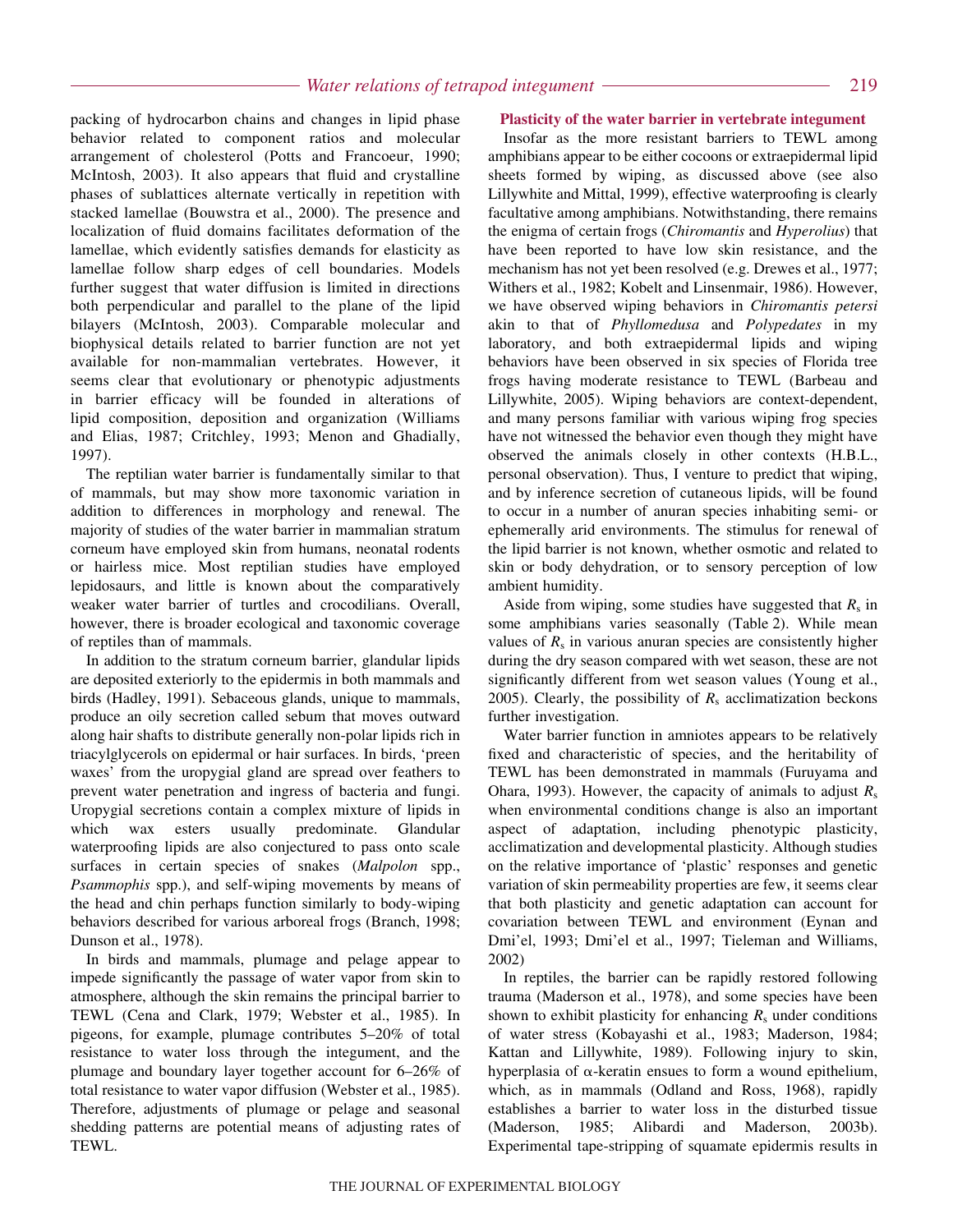packing of hydrocarbon chains and changes in lipid phase behavior related to component ratios and molecular arrangement of cholesterol (Potts and Francoeur, 1990; McIntosh, 2003). It also appears that fluid and crystalline phases of sublattices alternate vertically in repetition with stacked lamellae (Bouwstra et al., 2000). The presence and localization of fluid domains facilitates deformation of the lamellae, which evidently satisfies demands for elasticity as lamellae follow sharp edges of cell boundaries. Models further suggest that water diffusion is limited in directions both perpendicular and parallel to the plane of the lipid bilayers (McIntosh, 2003). Comparable molecular and biophysical details related to barrier function are not yet available for non-mammalian vertebrates. However, it seems clear that evolutionary or phenotypic adjustments in barrier efficacy will be founded in alterations of lipid composition, deposition and organization (Williams and Elias, 1987; Critchley, 1993; Menon and Ghadially, 1997).

The reptilian water barrier is fundamentally similar to that of mammals, but may show more taxonomic variation in addition to differences in morphology and renewal. The majority of studies of the water barrier in mammalian stratum corneum have employed skin from humans, neonatal rodents or hairless mice. Most reptilian studies have employed lepidosaurs, and little is known about the comparatively weaker water barrier of turtles and crocodilians. Overall, however, there is broader ecological and taxonomic coverage of reptiles than of mammals.

In addition to the stratum corneum barrier, glandular lipids are deposited exteriorly to the epidermis in both mammals and birds (Hadley, 1991). Sebaceous glands, unique to mammals, produce an oily secretion called sebum that moves outward along hair shafts to distribute generally non-polar lipids rich in triacylglycerols on epidermal or hair surfaces. In birds, 'preen waxes' from the uropygial gland are spread over feathers to prevent water penetration and ingress of bacteria and fungi. Uropygial secretions contain a complex mixture of lipids in which wax esters usually predominate. Glandular waterproofing lipids are also conjectured to pass onto scale surfaces in certain species of snakes (*Malpolon* spp., *Psammophis* spp.), and self-wiping movements by means of the head and chin perhaps function similarly to body-wiping behaviors described for various arboreal frogs (Branch, 1998; Dunson et al., 1978).

In birds and mammals, plumage and pelage appear to impede significantly the passage of water vapor from skin to atmosphere, although the skin remains the principal barrier to TEWL (Cena and Clark, 1979; Webster et al., 1985). In pigeons, for example, plumage contributes 5–20% of total resistance to water loss through the integument, and the plumage and boundary layer together account for 6–26% of total resistance to water vapor diffusion (Webster et al., 1985). Therefore, adjustments of plumage or pelage and seasonal shedding patterns are potential means of adjusting rates of TEWL.

### Plasticity of the water barrier in vertebrate integument

Insofar as the more resistant barriers to TEWL among amphibians appear to be either cocoons or extraepidermal lipid sheets formed by wiping, as discussed above (see also Lillywhite and Mittal, 1999), effective waterproofing is clearly facultative among amphibians. Notwithstanding, there remains the enigma of certain frogs (*Chiromantis* and *Hyperolius*) that have been reported to have low skin resistance, and the mechanism has not yet been resolved (e.g. Drewes et al., 1977; Withers et al., 1982; Kobelt and Linsenmair, 1986). However, we have observed wiping behaviors in *Chiromantis petersi* akin to that of *Phyllomedusa* and *Polypedates* in my laboratory, and both extraepidermal lipids and wiping behaviors have been observed in six species of Florida tree frogs having moderate resistance to TEWL (Barbeau and Lillywhite, 2005). Wiping behaviors are context-dependent, and many persons familiar with various wiping frog species have not witnessed the behavior even though they might have observed the animals closely in other contexts (H.B.L., personal observation). Thus, I venture to predict that wiping, and by inference secretion of cutaneous lipids, will be found to occur in a number of anuran species inhabiting semi- or ephemerally arid environments. The stimulus for renewal of the lipid barrier is not known, whether osmotic and related to skin or body dehydration, or to sensory perception of low ambient humidity.

Aside from wiping, some studies have suggested that $R_s$ in some amphibians varies seasonally (Table 2). While mean values of $R_s$ in various anuran species are consistently higher during the dry season compared with wet season, these are not significantly different from wet season values (Young et al., 2005). Clearly, the possibility of $R_s$ acclimatization beckons further investigation.

Water barrier function in amniotes appears to be relatively fixed and characteristic of species, and the heritability of TEWL has been demonstrated in mammals (Furuyama and Ohara, 1993). However, the capacity of animals to adjust $R_s$ when environmental conditions change is also an important aspect of adaptation, including phenotypic plasticity, acclimatization and developmental plasticity. Although studies on the relative importance of 'plastic' responses and genetic variation of skin permeability properties are few, it seems clear that both plasticity and genetic adaptation can account for covariation between TEWL and environment (Eynan and Dmi'el, 1993; Dmi'el et al., 1997; Tieleman and Williams, 2002)

In reptiles, the barrier can be rapidly restored following trauma (Maderson et al., 1978), and some species have been shown to exhibit plasticity for enhancing $R_s$ under conditions of water stress (Kobayashi et al., 1983; Maderson, 1984; Kattan and Lillywhite, 1989). Following injury to skin, hyperplasia of α-keratin ensues to form a wound epithelium, which, as in mammals (Odland and Ross, 1968), rapidly establishes a barrier to water loss in the disturbed tissue (Maderson, 1985; Alibardi and Maderson, 2003b). Experimental tape-stripping of squamate epidermis results in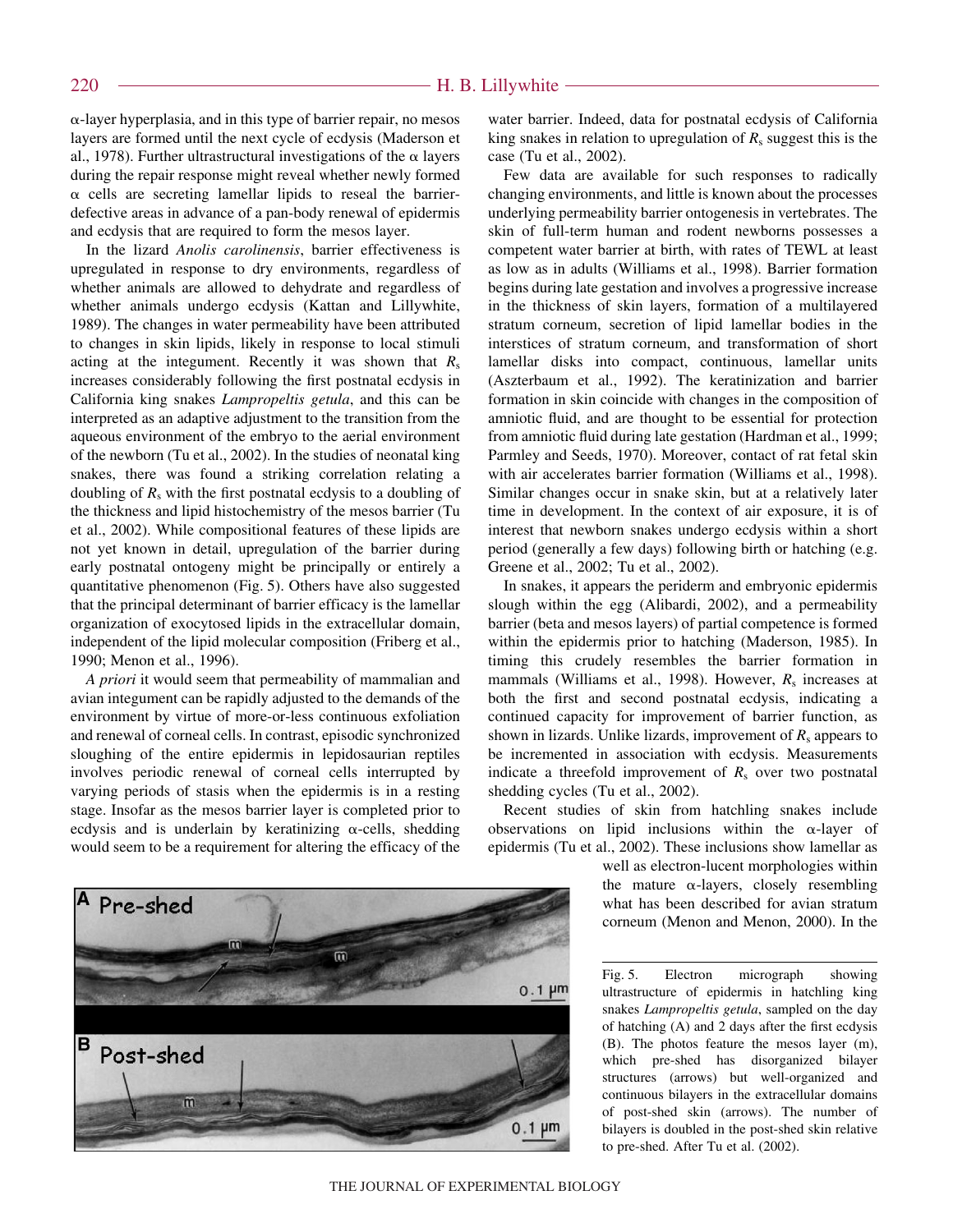α-layer hyperplasia, and in this type of barrier repair, no mesos layers are formed until the next cycle of ecdysis (Maderson et al., 1978). Further ultrastructural investigations of the α layers during the repair response might reveal whether newly formed α cells are secreting lamellar lipids to reseal the barrier-defective areas in advance of a pan-body renewal of epidermis and ecdysis that are required to form the mesos layer.

In the lizard *Anolis carolinensis*, barrier effectiveness is upregulated in response to dry environments, regardless of whether animals are allowed to dehydrate and regardless of whether animals undergo ecdysis (Kattan and Lillywhite, 1989). The changes in water permeability have been attributed to changes in skin lipids, likely in response to local stimuli acting at the integument. Recently it was shown that $R_s$ increases considerably following the first postnatal ecdysis in California king snakes *Lampropeltis getula*, and this can be interpreted as an adaptive adjustment to the transition from the aqueous environment of the embryo to the aerial environment of the newborn (Tu et al., 2002). In the studies of neonatal king snakes, there was found a striking correlation relating a doubling of $R_s$ with the first postnatal ecdysis to a doubling of the thickness and lipid histochemistry of the mesos barrier (Tu et al., 2002). While compositional features of these lipids are not yet known in detail, upregulation of the barrier during early postnatal ontogeny might be principally or entirely a quantitative phenomenon (Fig. 5). Others have also suggested that the principal determinant of barrier efficacy is the lamellar organization of exocytosed lipids in the extracellular domain, independent of the lipid molecular composition (Friberg et al., 1990; Menon et al., 1996).

*A priori* it would seem that permeability of mammalian and avian integument can be rapidly adjusted to the demands of the environment by virtue of more-or-less continuous exfoliation and renewal of corneal cells. In contrast, episodic synchronized sloughing of the entire epidermis in lepidosaurian reptiles involves periodic renewal of corneal cells interrupted by varying periods of stasis when the epidermis is in a resting stage. Insofar as the mesos barrier layer is completed prior to ecdysis and is underlain by keratinizing α-cells, shedding would seem to be a requirement for altering the efficacy of the water barrier. Indeed, data for postnatal ecdysis of California king snakes in relation to upregulation of $R_s$ suggest this is the case (Tu et al., 2002).

Few data are available for such responses to radically changing environments, and little is known about the processes underlying permeability barrier ontogenesis in vertebrates. The skin of full-term human and rodent newborns possesses a competent water barrier at birth, with rates of TEWL at least as low as in adults (Williams et al., 1998). Barrier formation begins during late gestation and involves a progressive increase in the thickness of skin layers, formation of a multilayered stratum corneum, secretion of lipid lamellar bodies in the interstices of stratum corneum, and transformation of short lamellar disks into compact, continuous, lamellar units (Aszterbaum et al., 1992). The keratinization and barrier formation in skin coincide with changes in the composition of amniotic fluid, and are thought to be essential for protection from amniotic fluid during late gestation (Hardman et al., 1999; Parmley and Seeds, 1970). Moreover, contact of rat fetal skin with air accelerates barrier formation (Williams et al., 1998). Similar changes occur in snake skin, but at a relatively later time in development. In the context of air exposure, it is of interest that newborn snakes undergo ecdysis within a short period (generally a few days) following birth or hatching (e.g. Greene et al., 2002; Tu et al., 2002).

In snakes, it appears the periderm and embryonic epidermis slough within the egg (Alibardi, 2002), and a permeability barrier (beta and mesos layers) of partial competence is formed within the epidermis prior to hatching (Maderson, 1985). In timing this crudely resembles the barrier formation in mammals (Williams et al., 1998). However, $R_s$ increases at both the first and second postnatal ecdysis, indicating a continued capacity for improvement of barrier function, as shown in lizards. Unlike lizards, improvement of $R_s$ appears to be incremented in association with ecdysis. Measurements indicate a threefold improvement of $R_s$ over two postnatal shedding cycles (Tu et al., 2002).

Recent studies of skin from hatchling snakes include observations on lipid inclusions within the α-layer of epidermis (Tu et al., 2002). These inclusions show lamellar as well as electron-lucent morphologies within the mature α-layers, closely resembling what has been described for avian stratum corneum (Menon and Menon, 2000). In the

Fig. 5. Electron micrograph showing ultrastructure of epidermis in hatchling king snakes *Lampropeltis getula*, sampled on the day of hatching (A) and 2 days after the first ecdysis (B). The photos feature the mesos layer (m), which pre-shed has disorganized bilayer structures (arrows) but well-organized and continuous bilayers in the extracellular domains of post-shed skin (arrows). The number of bilayers is doubled in the post-shed skin relative to pre-shed. After Tu et al. (2002).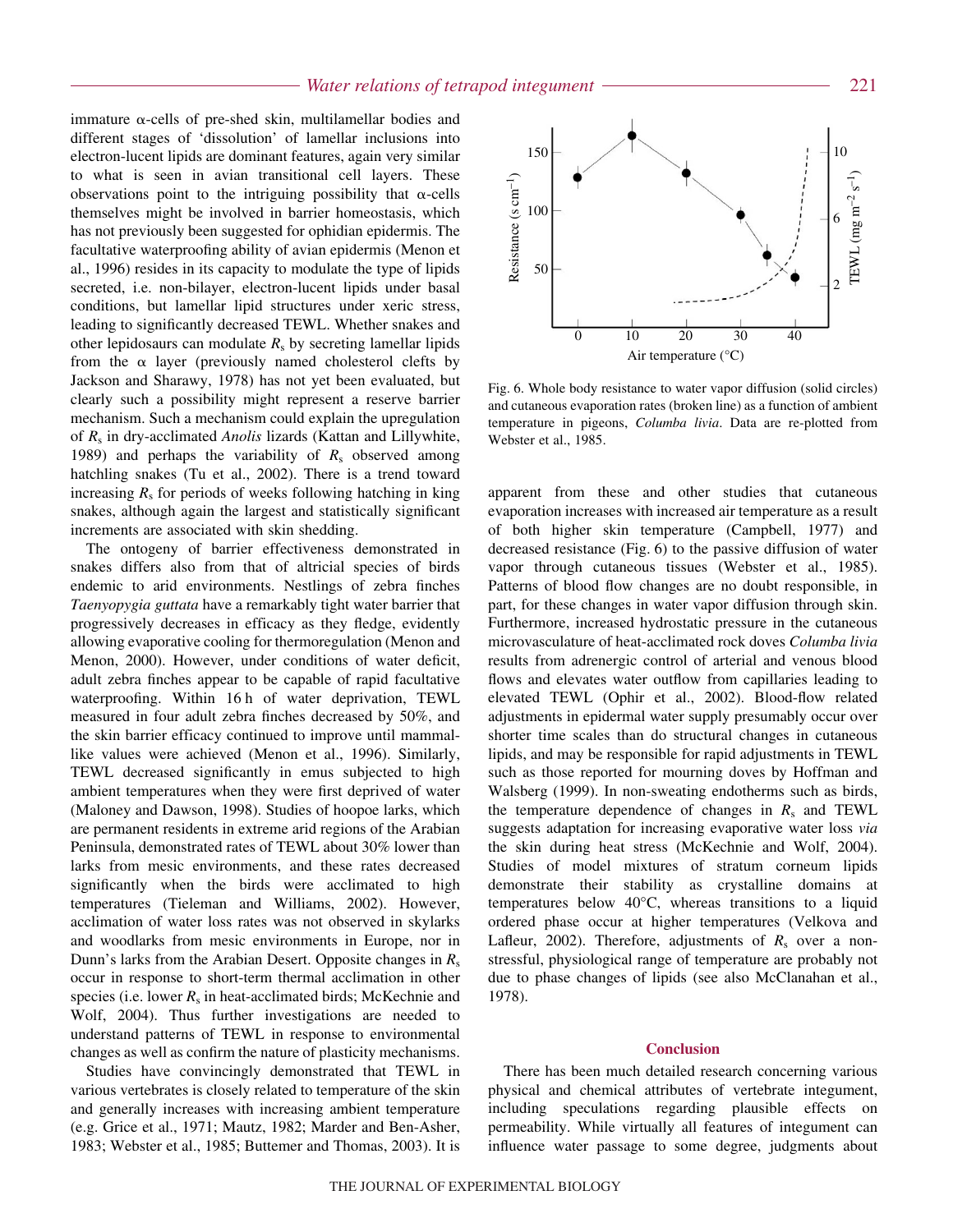immature α-cells of pre-shed skin, multilamellar bodies and different stages of 'dissolution' of lamellar inclusions into electron-lucent lipids are dominant features, again very similar to what is seen in avian transitional cell layers. These observations point to the intriguing possibility that α-cells themselves might be involved in barrier homeostasis, which has not previously been suggested for ophidian epidermis. The facultative waterproofing ability of avian epidermis (Menon et al., 1996) resides in its capacity to modulate the type of lipids secreted, i.e. non-bilayer, electron-lucent lipids under basal conditions, but lamellar lipid structures under xeric stress, leading to significantly decreased TEWL. Whether snakes and other lepidosaurs can modulate $R_s$ by secreting lamellar lipids from the α layer (previously named cholesterol clefts by Jackson and Sharawy, 1978) has not yet been evaluated, but clearly such a possibility might represent a reserve barrier mechanism. Such a mechanism could explain the upregulation of $R_s$ in dry-acclimated *Anolis* lizards (Kattan and Lillywhite, 1989) and perhaps the variability of $R_s$ observed among hatchling snakes (Tu et al., 2002). There is a trend toward increasing $R_s$ for periods of weeks following hatching in king snakes, although again the largest and statistically significant increments are associated with skin shedding.

The ontogeny of barrier effectiveness demonstrated in snakes differs also from that of altricial species of birds endemic to arid environments. Nestlings of zebra finches *Taenyopygia guttata* have a remarkably tight water barrier that progressively decreases in efficacy as they fledge, evidently allowing evaporative cooling for thermoregulation (Menon and Menon, 2000). However, under conditions of water deficit, adult zebra finches appear to be capable of rapid facultative waterproofing. Within 16 h of water deprivation, TEWL measured in four adult zebra finches decreased by 50%, and the skin barrier efficacy continued to improve until mammal-like values were achieved (Menon et al., 1996). Similarly, TEWL decreased significantly in emus subjected to high ambient temperatures when they were first deprived of water (Maloney and Dawson, 1998). Studies of hoopoe larks, which are permanent residents in extreme arid regions of the Arabian Peninsula, demonstrated rates of TEWL about 30% lower than larks from mesic environments, and these rates decreased significantly when the birds were acclimated to high temperatures (Tieleman and Williams, 2002). However, acclimation of water loss rates was not observed in skylarks and woodlarks from mesic environments in Europe, nor in Dunn's larks from the Arabian Desert. Opposite changes in $R_s$ occur in response to short-term thermal acclimation in other species (i.e. lower $R_s$ in heat-acclimated birds; McKechnie and Wolf, 2004). Thus further investigations are needed to understand patterns of TEWL in response to environmental changes as well as confirm the nature of plasticity mechanisms.

Studies have convincingly demonstrated that TEWL in various vertebrates is closely related to temperature of the skin and generally increases with increasing ambient temperature (e.g. Grice et al., 1971; Mautz, 1982; Marder and Ben-Asher, 1983; Webster et al., 1985; Buttemer and Thomas, 2003). It is apparent from these and other studies that cutaneous evaporation increases with increased air temperature as a result of both higher skin temperature (Campbell, 1977) and decreased resistance (Fig. 6) to the passive diffusion of water vapor through cutaneous tissues (Webster et al., 1985). Patterns of blood flow changes are no doubt responsible, in part, for these changes in water vapor diffusion through skin. Furthermore, increased hydrostatic pressure in the cutaneous microvasculature of heat-acclimated rock doves *Columba livia* results from adrenergic control of arterial and venous blood flows and elevates water outflow from capillaries leading to elevated TEWL (Ophir et al., 2002). Blood-flow related adjustments in epidermal water supply presumably occur over shorter time scales than do structural changes in cutaneous lipids, and may be responsible for rapid adjustments in TEWL such as those reported for mourning doves by Hoffman and Walsberg (1999). In non-sweating endotherms such as birds, the temperature dependence of changes in $R_s$ and TEWL suggests adaptation for increasing evaporative water loss *via* the skin during heat stress (McKechnie and Wolf, 2004). Studies of model mixtures of stratum corneum lipids demonstrate their stability as crystalline domains at temperatures below 40°C, whereas transitions to a liquid ordered phase occur at higher temperatures (Velkova and Lafleur, 2002). Therefore, adjustments of $R_s$ over a non-stressful, physiological range of temperature are probably not due to phase changes of lipids (see also McClanahan et al., 1978).

Fig. 6. Whole body resistance to water vapor diffusion (solid circles) and cutaneous evaporation rates (broken line) as a function of ambient temperature in pigeons, *Columba livia*. Data are re-plotted from Webster et al., 1985.

## Conclusion

There has been much detailed research concerning various physical and chemical attributes of vertebrate integument, including speculations regarding plausible effects on permeability. While virtually all features of integument can influence water passage to some degree, judgments about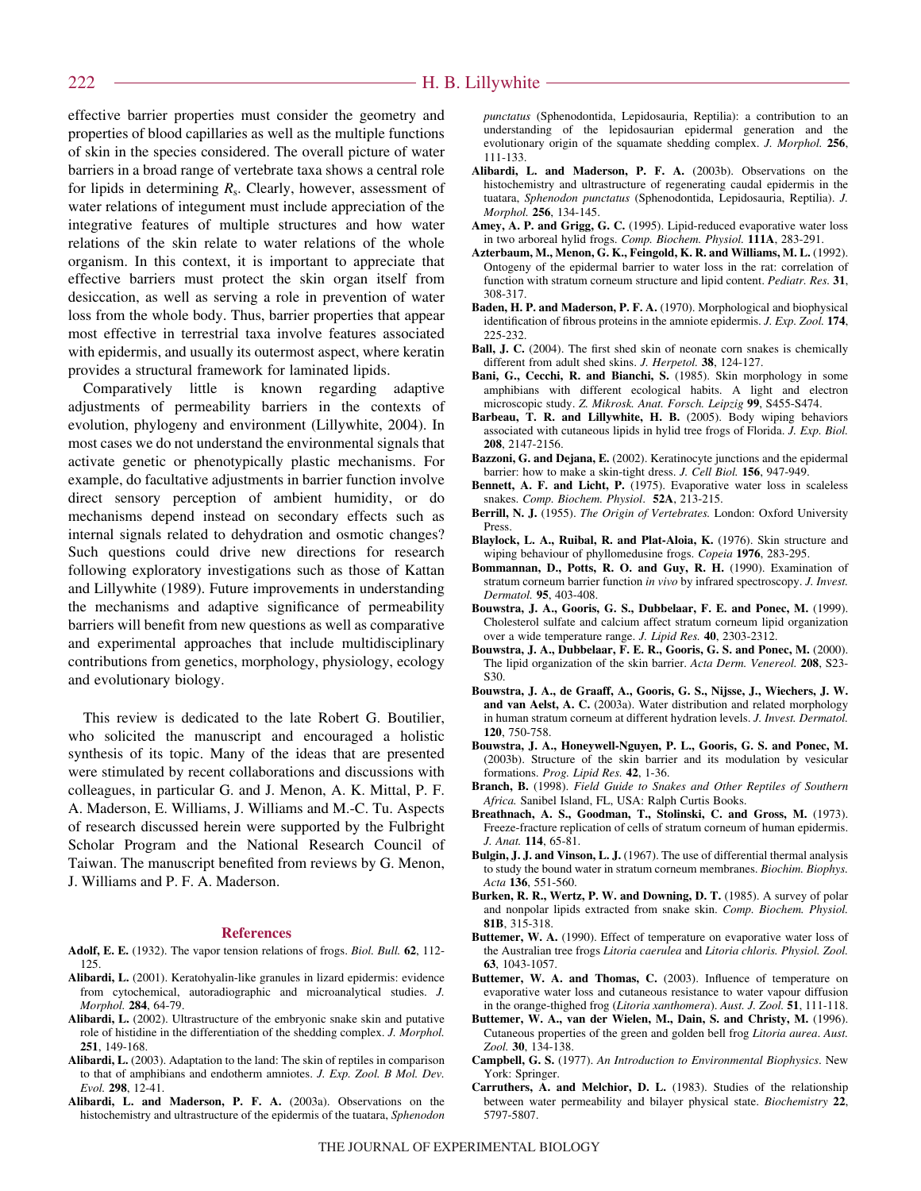effective barrier properties must consider the geometry and properties of blood capillaries as well as the multiple functions of skin in the species considered. The overall picture of water barriers in a broad range of vertebrate taxa shows a central role for lipids in determining $R_s$. Clearly, however, assessment of water relations of integument must include appreciation of the integrative features of multiple structures and how water relations of the skin relate to water relations of the whole organism. In this context, it is important to appreciate that effective barriers must protect the skin organ itself from desiccation, as well as serving a role in prevention of water loss from the whole body. Thus, barrier properties that appear most effective in terrestrial taxa involve features associated with epidermis, and usually its outermost aspect, where keratin provides a structural framework for laminated lipids.

Comparatively little is known regarding adaptive adjustments of permeability barriers in the contexts of evolution, phylogeny and environment (Lillywhite, 2004). In most cases we do not understand the environmental signals that activate genetic or phenotypically plastic mechanisms. For example, do facultative adjustments in barrier function involve direct sensory perception of ambient humidity, or do mechanisms depend instead on secondary effects such as internal signals related to dehydration and osmotic changes? Such questions could drive new directions for research following exploratory investigations such as those of Kattan and Lillywhite (1989). Future improvements in understanding the mechanisms and adaptive significance of permeability barriers will benefit from new questions as well as comparative and experimental approaches that include multidisciplinary contributions from genetics, morphology, physiology, ecology and evolutionary biology.

This review is dedicated to the late Robert G. Boutilier, who solicited the manuscript and encouraged a holistic synthesis of its topic. Many of the ideas that are presented were stimulated by recent collaborations and discussions with colleagues, in particular G. and J. Menon, A. K. Mittal, P. F. A. Maderson, E. Williams, J. Williams and M.-C. Tu. Aspects of research discussed herein were supported by the Fulbright Scholar Program and the National Research Council of Taiwan. The manuscript benefited from reviews by G. Menon, J. Williams and P. F. A. Maderson.

## References

**Adolf, E. E.** (1932). The vapor tension relations of frogs. *Biol. Bull.* **62**, 112-125.

**Alibardi, L.** (2001). Keratohyalin-like granules in lizard epidermis: evidence from cytochemical, autoradiographic and microanalytical studies. *J. Morphol.* **284**, 64-79.

**Alibardi, L.** (2002). Ultrastructure of the embryonic snake skin and putative role of histidine in the differentiation of the shedding complex. *J. Morphol.* **251**, 149-168.

**Alibardi, L.** (2003). Adaptation to the land: The skin of reptiles in comparison to that of amphibians and endotherm amniotes. *J. Exp. Zool. B Mol. Dev. Evol.* **298**, 12-41.

**Alibardi, L. and Maderson, P. F. A.** (2003a). Observations on the histochemistry and ultrastructure of the epidermis of the tuatara, *Sphenodon punctatus* (Sphenodontida, Lepidosauria, Reptilia): a contribution to an understanding of the lepidosaurian epidermal generation and the evolutionary origin of the squamate shedding complex. *J. Morphol.* **256**, 111-133.

**Alibardi, L. and Maderson, P. F. A.** (2003b). Observations on the histochemistry and ultrastructure of regenerating caudal epidermis in the tuatara, *Sphenodon punctatus* (Sphenodontida, Lepidosauria, Reptilia). *J. Morphol.* **256**, 134-145.

**Amey, A. P. and Grigg, G. C.** (1995). Lipid-reduced evaporative water loss in two arboreal hylid frogs. *Comp. Biochem. Physiol.* **111A**, 283-291.

**Azterbaum, M., Menon, G. K., Feingold, K. R. and Williams, M. L.** (1992). Ontogeny of the epidermal barrier to water loss in the rat: correlation of function with stratum corneum structure and lipid content. *Pediatr. Res.* **31**, 308-317.

**Baden, H. P. and Maderson, P. F. A.** (1970). Morphological and biophysical identification of fibrous proteins in the amniote epidermis. *J. Exp. Zool.* **174**, 225-232.

**Ball, J. C.** (2004). The first shed skin of neonate corn snakes is chemically different from adult shed skins. *J. Herpetol.* **38**, 124-127.

**Bani, G., Cecchi, R. and Bianchi, S.** (1985). Skin morphology in some amphibians with different ecological habits. A light and electron microscopic study. *Z. Mikrosk. Anat. Forsch. Leipzig* **99**, S455-S474.

**Barbeau, T. R. and Lillywhite, H. B.** (2005). Body wiping behaviors associated with cutaneous lipids in hylid tree frogs of Florida. *J. Exp. Biol.* **208**, 2147-2156.

**Bazzoni, G. and Dejana, E.** (2002). Keratinocyte junctions and the epidermal barrier: how to make a skin-tight dress. *J. Cell Biol.* **156**, 947-949.

**Bennett, A. F. and Licht, P.** (1975). Evaporative water loss in scaleless snakes. *Comp. Biochem. Physiol*. **52A**, 213-215.

**Berrill, N. J.** (1955). *The Origin of Vertebrates.* London: Oxford University Press.

**Blaylock, L. A., Ruibal, R. and Plat-Aloia, K.** (1976). Skin structure and wiping behaviour of phyllomedusine frogs. *Copeia* **1976**, 283-295.

**Bommannan, D., Potts, R. O. and Guy, R. H.** (1990). Examination of stratum corneum barrier function *in vivo* by infrared spectroscopy. *J. Invest. Dermatol.* **95**, 403-408.

**Bouwstra, J. A., Gooris, G. S., Dubbelaar, F. E. and Ponec, M.** (1999). Cholesterol sulfate and calcium affect stratum corneum lipid organization over a wide temperature range. *J. Lipid Res.* **40**, 2303-2312.

**Bouwstra, J. A., Dubbelaar, F. E. R., Gooris, G. S. and Ponec, M.** (2000). The lipid organization of the skin barrier. *Acta Derm. Venereol.* **208**, S23-S30.

**Bouwstra, J. A., de Graaff, A., Gooris, G. S., Nijsse, J., Wiechers, J. W. and van Aelst, A. C.** (2003a). Water distribution and related morphology in human stratum corneum at different hydration levels. *J. Invest. Dermatol.* **120**, 750-758.

**Bouwstra, J. A., Honeywell-Nguyen, P. L., Gooris, G. S. and Ponec, M.** (2003b). Structure of the skin barrier and its modulation by vesicular formations. *Prog. Lipid Res.* **42**, 1-36.

**Branch, B.** (1998). *Field Guide to Snakes and Other Reptiles of Southern Africa.* Sanibel Island, FL, USA: Ralph Curtis Books.

**Breathnach, A. S., Goodman, T., Stolinski, C. and Gross, M.** (1973). Freeze-fracture replication of cells of stratum corneum of human epidermis. *J. Anat.* **114**, 65-81.

**Bulgin, J. J. and Vinson, L. J.** (1967). The use of differential thermal analysis to study the bound water in stratum corneum membranes. *Biochim. Biophys. Acta* **136**, 551-560.

**Burken, R. R., Wertz, P. W. and Downing, D. T.** (1985). A survey of polar and nonpolar lipids extracted from snake skin. *Comp. Biochem. Physiol.* **81B**, 315-318.

**Buttemer, W. A.** (1990). Effect of temperature on evaporative water loss of the Australian tree frogs *Litoria caerulea* and *Litoria chloris. Physiol. Zool.* **63**, 1043-1057.

**Buttemer, W. A. and Thomas, C.** (2003). Influence of temperature on evaporative water loss and cutaneous resistance to water vapour diffusion in the orange-thighed frog (*Litoria xanthomera*). *Aust. J. Zool.* **51**, 111-118.

**Buttemer, W. A., van der Wielen, M., Dain, S. and Christy, M.** (1996). Cutaneous properties of the green and golden bell frog *Litoria aurea*. *Aust. Zool.* **30**, 134-138.

**Campbell, G. S.** (1977). *An Introduction to Environmental Biophysics*. New York: Springer.

**Carruthers, A. and Melchior, D. L.** (1983). Studies of the relationship between water permeability and bilayer physical state. *Biochemistry* **22**, 5797-5807.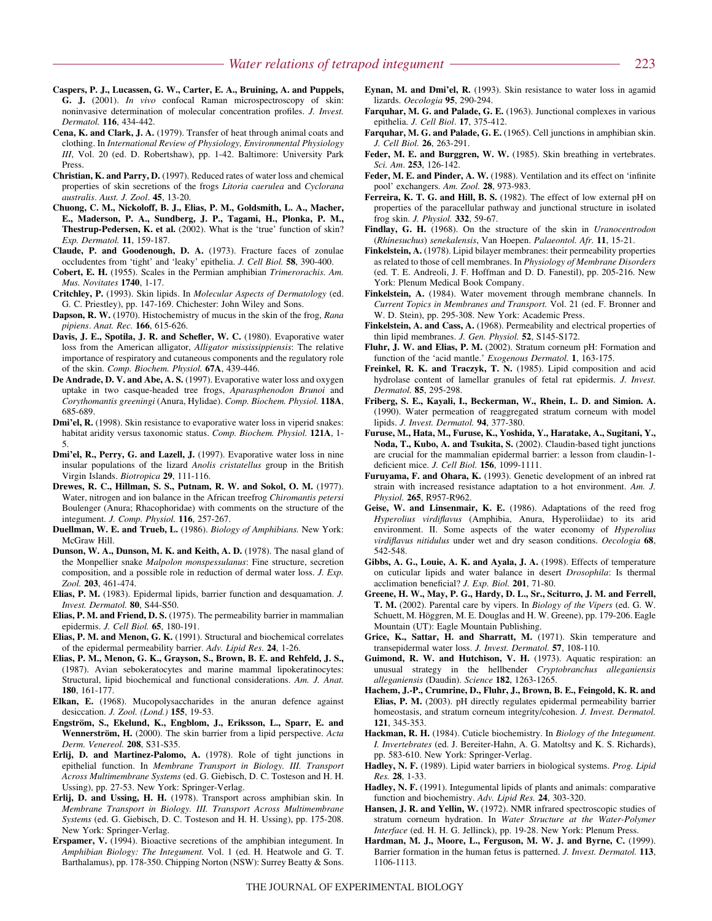**Caspers, P. J., Lucassen, G. W., Carter, E. A., Bruining, A. and Puppels, G. J.** (2001). *In vivo* confocal Raman microspectroscopy of skin: noninvasive determination of molecular concentration profiles. *J. Invest. Dermatol.* **116**, 434-442.

**Cena, K. and Clark, J. A.** (1979). Transfer of heat through animal coats and clothing. In *International Review of Physiology, Environmental Physiology III*, Vol. 20 (ed. D. Robertshaw), pp. 1-42. Baltimore: University Park Press.

**Christian, K. and Parry, D.** (1997). Reduced rates of water loss and chemical properties of skin secretions of the frogs *Litoria caerulea* and *Cyclorana australis*. *Aust. J. Zool.* **45**, 13-20.

**Chuong, C. M., Nickoloff, B. J., Elias, P. M., Goldsmith, L. A., Macher, E., Maderson, P. A., Sundberg, J. P., Tagami, H., Plonka, P. M., Thestrup-Pedersen, K. et al.** (2002). What is the 'true' function of skin? *Exp. Dermatol.* **11**, 159-187.

**Claude, P. and Goodenough, D. A.** (1973). Fracture faces of zonulae occludentes from 'tight' and 'leaky' epithelia. *J. Cell Biol.* **58**, 390-400.

**Cobert, E. H.** (1955). Scales in the Permian amphibian *Trimerorachis*. *Am. Mus. Novitates* **1740**, 1-17.

**Critchley, P.** (1993). Skin lipids. In *Molecular Aspects of Dermatology* (ed. G. C. Priestley), pp. 147-169. Chichester: John Wiley and Sons.

**Dapson, R. W.** (1970). Histochemistry of mucus in the skin of the frog, *Rana pipiens*. *Anat. Rec.* **166**, 615-626.

**Davis, J. E., Spotila, J. R. and Schefler, W. C.** (1980). Evaporative water loss from the American alligator, *Alligator mississippiensis*: The relative importance of respiratory and cutaneous components and the regulatory role of the skin. *Comp. Biochem. Physiol.* **67A**, 439-446.

**De Andrade, D. V. and Abe, A. S.** (1997). Evaporative water loss and oxygen uptake in two casque-headed tree frogs, *Aparasphenodon Brunoi* and *Corythomantis greeningi* (Anura, Hylidae). *Comp. Biochem. Physiol.* **118A**, 685-689.

**Dmi'el, R.** (1998). Skin resistance to evaporative water loss in viperid snakes: habitat aridity versus taxonomic status. *Comp. Biochem. Physiol.* **121A**, 1-5.

**Dmi'el, R., Perry, G. and Lazell, J.** (1997). Evaporative water loss in nine insular populations of the lizard *Anolis cristatellus* group in the British Virgin Islands. *Biotropica* **29**, 111-116.

**Drewes, R. C., Hillman, S. S., Putnam, R. W. and Sokol, O. M.** (1977). Water, nitrogen and ion balance in the African treefrog *Chiromantis petersi* Boulenger (Anura; Rhacophoridae) with comments on the structure of the integument. *J. Comp. Physiol.* **116**, 257-267.

**Duellman, W. E. and Trueb, L.** (1986). *Biology of Amphibians.* New York: McGraw Hill.

**Dunson, W. A., Dunson, M. K. and Keith, A. D.** (1978). The nasal gland of the Monpellier snake *Malpolon monspessulanus*: Fine structure, secretion composition, and a possible role in reduction of dermal water loss. *J. Exp. Zool.* **203**, 461-474.

**Elias, P. M.** (1983). Epidermal lipids, barrier function and desquamation. *J. Invest. Dermatol.* **80**, S44-S50.

**Elias, P. M. and Friend, D. S.** (1975). The permeability barrier in mammalian epidermis. *J. Cell Biol.* **65**, 180-191.

**Elias, P. M. and Menon, G. K.** (1991). Structural and biochemical correlates of the epidermal permeability barrier. *Adv. Lipid Res.* **24**, 1-26.

**Elias, P. M., Menon, G. K., Grayson, S., Brown, B. E. and Rehfeld, J. S.,** (1987). Avian sebokeratocytes and marine mammal lipokeratinocytes: Structural, lipid biochemical and functional considerations. *Am. J. Anat.* **180**, 161-177.

**Elkan, E.** (1968). Mucopolysaccharides in the anuran defence against desiccation. *J. Zool. (Lond.)* **155**, 19-53.

**Engström, S., Ekelund, K., Engblom, J., Eriksson, L., Sparr, E. and Wennerström, H.** (2000). The skin barrier from a lipid perspective. *Acta Derm. Venereol.* **208**, S31-S35.

**Erlij, D. and Martinez-Palomo, A.** (1978). Role of tight junctions in epithelial function. In *Membrane Transport in Biology. III. Transport Across Multimembrane Systems* (ed. G. Giebisch, D. C. Tosteson and H. H. Ussing), pp. 27-53. New York: Springer-Verlag.

**Erlij, D. and Ussing, H. H.** (1978). Transport across amphibian skin. In *Membrane Transport in Biology. III. Transport Across Multimembrane Systems* (ed. G. Giebisch, D. C. Tosteson and H. H. Ussing), pp. 175-208. New York: Springer-Verlag.

**Erspamer, V.** (1994). Bioactive secretions of the amphibian integument. In *Amphibian Biology: The Integument.* Vol. 1 (ed. H. Heatwole and G. T. Barthalamus), pp. 178-350. Chipping Norton (NSW): Surrey Beatty & Sons.

**Eynan, M. and Dmi'el, R.** (1993). Skin resistance to water loss in agamid lizards. *Oecologia* **95**, 290-294.

**Farquhar, M. G. and Palade, G. E.** (1963). Junctional complexes in various epithelia. *J. Cell Biol*. **17**, 375-412.

**Farquhar, M. G. and Palade, G. E.** (1965). Cell junctions in amphibian skin. *J. Cell Biol.* **26**, 263-291.

**Feder, M. E. and Burggren, W. W.** (1985). Skin breathing in vertebrates. *Sci. Am*. **253**, 126-142.

**Feder, M. E. and Pinder, A. W.** (1988). Ventilation and its effect on 'infinite pool' exchangers. *Am. Zool.* **28**, 973-983.

**Ferreira, K. T. G. and Hill, B. S.** (1982). The effect of low external pH on properties of the paracellular pathway and junctional structure in isolated frog skin. *J. Physiol.* **332**, 59-67.

**Findlay, G. H.** (1968). On the structure of the skin in *Uranocentrodon* (*Rhinesuchus*) *senekalensis*, Van Hoepen. *Palaeontol. Afr.* **11**, 15-21.

**Finkelstein, A.** (1978). Lipid bilayer membranes: their permeability properties as related to those of cell membranes. In *Physiology of Membrane Disorders* (ed. T. E. Andreoli, J. F. Hoffman and D. D. Fanestil), pp. 205-216. New York: Plenum Medical Book Company.

**Finkelstein, A.** (1984). Water movement through membrane channels. In *Current Topics in Membranes and Transport.* Vol. 21 (ed. F. Bronner and W. D. Stein), pp. 295-308. New York: Academic Press.

**Finkelstein, A. and Cass, A.** (1968). Permeability and electrical properties of thin lipid membranes. *J. Gen. Physiol.* **52**, S145-S172.

**Fluhr, J. W. and Elias, P. M.** (2002). Stratum corneum pH: Formation and function of the 'acid mantle.' *Exogenous Dermatol.* **1**, 163-175.

**Freinkel, R. K. and Traczyk, T. N.** (1985). Lipid composition and acid hydrolase content of lamellar granules of fetal rat epidermis. *J. Invest. Dermatol.* **85**, 295-298.

**Friberg, S. E., Kayali, I., Beckerman, W., Rhein, L. D. and Simion. A.** (1990). Water permeation of reaggregated stratum corneum with model lipids. *J. Invest. Dermatol.* **94**, 377-380.

**Furuse, M., Hata, M., Furuse, K., Yoshida, Y., Haratake, A., Sugitani, Y., Noda, T., Kubo, A. and Tsukita, S.** (2002). Claudin-based tight junctions are crucial for the mammalian epidermal barrier: a lesson from claudin-1-deficient mice. *J. Cell Biol.* **156**, 1099-1111.

**Furuyama, F. and Ohara, K.** (1993). Genetic development of an inbred rat strain with increased resistance adaptation to a hot environment. *Am. J. Physiol.* **265**, R957-R962.

**Geise, W. and Linsenmair, K. E.** (1986). Adaptations of the reed frog *Hyperolius virdiflavus* (Amphibia, Anura, Hyperoliidae) to its arid environment. II. Some aspects of the water economy of *Hyperolius virdiflavus nitidulus* under wet and dry season conditions. *Oecologia* **68**, 542-548.

**Gibbs, A. G., Louie, A. K. and Ayala, J. A.** (1998). Effects of temperature on cuticular lipids and water balance in desert *Drosophila*: Is thermal acclimation beneficial? *J. Exp. Biol.* **201**, 71-80.

**Greene, H. W., May, P. G., Hardy, D. L., Sr., Sciturro, J. M. and Ferrell, T. M.** (2002). Parental care by vipers. In *Biology of the Vipers* (ed. G. W. Schuett, M. Höggren, M. E. Douglas and H. W. Greene), pp. 179-206. Eagle Mountain (UT): Eagle Mountain Publishing.

**Grice, K., Sattar, H. and Sharratt, M.** (1971). Skin temperature and transepidermal water loss. *J. Invest. Dermatol.* **57**, 108-110.

**Guimond, R. W. and Hutchison, V. H.** (1973). Aquatic respiration: an unusual strategy in the hellbender *Cryptobranchus alleganiensis alleganiensis* (Daudin). *Science* **182**, 1263-1265.

**Hachem, J.-P., Crumrine, D., Fluhr, J., Brown, B. E., Feingold, K. R. and Elias, P. M.** (2003). pH directly regulates epidermal permeability barrier homeostasis, and stratum corneum integrity/cohesion. *J. Invest. Dermatol.* **121**, 345-353.

**Hackman, R. H.** (1984). Cuticle biochemistry. In *Biology of the Integument. I. Invertebrates* (ed. J. Bereiter-Hahn, A. G. Matoltsy and K. S. Richards), pp. 583-610. New York: Springer-Verlag.

**Hadley, N. F.** (1989). Lipid water barriers in biological systems. *Prog. Lipid Res.* **28**, 1-33.

**Hadley, N. F.** (1991). Integumental lipids of plants and animals: comparative function and biochemistry. *Adv. Lipid Res.* **24**, 303-320.

**Hansen, J. R. and Yellin, W.** (1972). NMR infrared spectroscopic studies of stratum corneum hydration. In *Water Structure at the Water-Polymer Interface* (ed. H. H. G. Jellinck), pp. 19-28. New York: Plenum Press.

**Hardman, M. J., Moore, L., Ferguson, M. W. J. and Byrne, C.** (1999). Barrier formation in the human fetus is patterned. *J. Invest. Dermatol.* **113**, 1106-1113.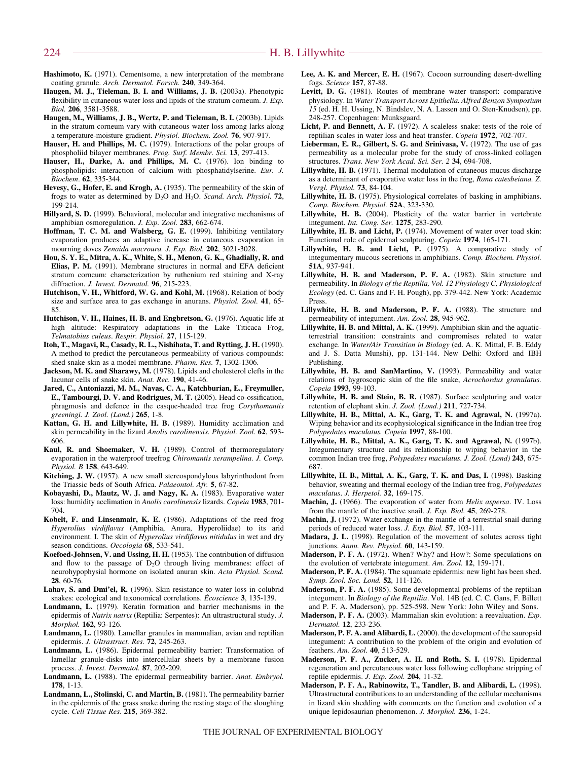**Hashimoto, K.** (1971). Cementsome, a new interpretation of the membrane coating granule. *Arch. Dermatol. Forsch.* **240**, 349-364.

**Haugen, M. J., Tieleman, B. I. and Williams, J. B.** (2003a). Phenotypic flexibility in cutaneous water loss and lipids of the stratum corneum. *J. Exp. Biol.* **206**, 3581-3588.

**Haugen, M., Williams, J. B., Wertz, P. and Tieleman, B. I.** (2003b). Lipids in the stratum corneum vary with cutaneous water loss among larks along a temperature-moisture gradient. *Physiol. Biochem. Zool.* **76**, 907-917.

**Hauser, H. and Phillips, M. C.** (1979). Interactions of the polar groups of phospholiid bilayer membranes. *Prog. Surf. Membr. Sci.* **13**, 297-413.

**Hauser, H., Darke, A. and Phillips, M. C.** (1976). Ion binding to phospholipids: interaction of calcium with phosphatidylserine. *Eur. J. Biochem.* **62**, 335-344.

**Hevesy, G., Hofer, E. and Krogh, A.** (1935). The permeability of the skin of frogs to water as determined by $D_2O$ and $H_2O$. *Scand. Arch. Physiol.* **72**, 199-214.

**Hillyard, S. D.** (1999). Behavioral, molecular and integrative mechanisms of amphibian osmoregulation. *J. Exp. Zool.* **283**, 662-674.

**Hoffman, T. C. M. and Walsberg, G. E.** (1999). Inhibiting ventilatory evaporation produces an adaptive increase in cutaneous evaporation in mourning doves *Zenaida macroura. J. Exp. Biol.* **202**, 3021-3028.

**Hou, S. Y. E., Mitra, A. K., White, S. H., Menon, G. K., Ghadially, R. and Elias, P. M.** (1991). Membrane structures in normal and EFA deficient stratum corneum: characterization by ruthenium red staining and X-ray diffraction. *J. Invest. Dermatol.* **96**, 215-223.

**Hutchison, V. H., Whitford, W. G. and Kohl, M.** (1968). Relation of body size and surface area to gas exchange in anurans. *Physiol. Zool.* **41**, 65-85.

**Hutchison, V. H., Haines, H. B. and Engbretson, G.** (1976). Aquatic life at high altitude: Respiratory adaptations in the Lake Titicaca Frog, *Telmatobius culeus*. *Respir. Physiol.* **27**, 115-129.

**Itoh, T., Magavi, R., Casady, R. L., Nishihata, T. and Rytting, J. H.** (1990). A method to predict the percutaneous permeability of various compounds: shed snake skin as a model membrane. *Pharm. Res.* **7**, 1302-1306.

**Jackson, M. K. and Sharawy, M.** (1978). Lipids and cholesterol clefts in the lacunar cells of snake skin. *Anat. Rec.* **190**, 41-46.

**Jared, C., Antoniazzi, M. M., Navas, C. A., Katchburian, E., Freymuller, E., Tambourgi, D. V. and Rodrigues, M. T.** (2005). Head co-ossification, phragmosis and defence in the casque-headed tree frog *Corythomantis greeningi*. *J. Zool. (Lond.)* **265**, 1-8.

**Kattan, G. H. and Lillywhite, H. B.** (1989). Humidity acclimation and skin permeability in the lizard *Anolis carolinensis*. *Physiol. Zool.* **62**, 593-606.

**Kaul, R. and Shoemaker, V. H.** (1989). Control of thermoregulatory evaporation in the waterproof treefrog *Chiromantis xerampelina*. *J. Comp. Physiol. B* **158**, 643-649.

**Kitching, J. W.** (1957). A new small stereospondylous labyrinthodont from the Triassic beds of South Africa. *Palaeontol. Afr.* **5**, 67-82.

**Kobayashi, D., Mautz, W. J. and Nagy, K. A.** (1983). Evaporative water loss: humidity acclimation in *Anolis carolinensis* lizards. *Copeia* **1983**, 701-704.

**Kobelt, F. and Linsenmair, K. E.** (1986). Adaptations of the reed frog *Hyperolius virdiflavus* (Amphibia, Anura, Hyperoliidae) to its arid environment. I. The skin of *Hyperolius virdiflavus nitidulus* in wet and dry season conditions. *Oecologia* **68**, 533-541.

**Koefoed-Johnsen, V. and Ussing, H. H.** (1953). The contribution of diffusion and flow to the passage of $D_2O$ through living membranes: effect of neurohypophysial hormone on isolated anuran skin. *Acta Physiol. Scand.* **28**, 60-76.

**Lahav, S. and Dmi'el, R.** (1996). Skin resistance to water loss in colubrid snakes: ecological and taxonomical correlations. *Écoscience* **3**, 135-139.

**Landmann, L.** (1979). Keratin formation and barrier mechanisms in the epidermis of *Natrix natrix* (Reptilia: Serpentes): An ultrastructural study. *J. Morphol.* **162**, 93-126.

**Landmann, L.** (1980). Lamellar granules in mammalian, avian and reptilian epidermis. *J. Ultrastruct. Res.* **72**, 245-263.

**Landmann, L.** (1986). Epidermal permeability barrier: Transformation of lamellar granule-disks into intercellular sheets by a membrane fusion process. *J. Invest. Dermatol.* **87**, 202-209.

**Landmann, L.** (1988). The epidermal permeability barrier. *Anat. Embryol.* **178**, 1-13.

**Landmann, L., Stolinski, C. and Martin, B.** (1981). The permeability barrier in the epidermis of the grass snake during the resting stage of the sloughing cycle. *Cell Tissue Res.* **215**, 369-382.

**Lee, A. K. and Mercer, E. H.** (1967). Cocoon surrounding desert-dwelling fogs. *Science* **157**, 87-88.

**Levitt, D. G.** (1981). Routes of membrane water transport: comparative physiology. In *Water Transport Across Epithelia. Alfred Benzon Symposium 15* (ed. H. H. Ussing, N. Bindslev, N. A. Lassen and O. Sten-Knudsen), pp. 248-257. Copenhagen: Munksgaard.

**Licht, P. and Bennett, A. F.** (1972). A scaleless snake: tests of the role of reptilian scales in water loss and heat transfer. *Copeia* **1972**, 702-707.

**Lieberman, E. R., Gilbert, S. G. and Srinivasa, V.** (1972). The use of gas permeability as a molecular probe for the study of cross-linked collagen structures. *Trans. New York Acad. Sci. Ser. 2* **34**, 694-708.

**Lillywhite, H. B.** (1971). Thermal modulation of cutaneous mucus discharge as a determinant of evaporative water loss in the frog, *Rana catesbeiana. Z. Vergl. Physiol.* **73**, 84-104.

**Lillywhite, H. B.** (1975). Physiological correlates of basking in amphibians. *Comp. Biochem. Physiol.* **52A**, 323-330.

**Lillywhite, H. B.** (2004). Plasticity of the water barrier in vertebrate integument. *Int. Cong. Ser.* **1275**, 283-290.

**Lillywhite, H. B. and Licht, P.** (1974). Movement of water over toad skin: Functional role of epidermal sculpturing. *Copeia* **1974**, 165-171.

**Lillywhite, H. B. and Licht, P.** (1975). A comparative study of integumentary mucous secretions in amphibians. *Comp. Biochem. Physiol.* **51A**, 937-941.

**Lillywhite, H. B. and Maderson, P. F. A.** (1982). Skin structure and permeability. In *Biology of the Reptilia, Vol. 12 Physiology C, Physiological Ecology* (ed. C. Gans and F. H. Pough), pp. 379-442. New York: Academic Press.

**Lillywhite, H. B. and Maderson, P. F. A.** (1988). The structure and permeability of integument. *Am. Zool.* **28**, 945-962.

**Lillywhite, H. B. and Mittal, A. K.** (1999). Amphibian skin and the aquatic-terrestrial transition: constraints and compromises related to water exchange. In *Water/Air Transition in Biology* (ed. A. K. Mittal, F. B. Eddy and J. S. Datta Munshi), pp. 131-144. New Delhi: Oxford and IBH Publishing.

**Lillywhite, H. B. and SanMartino, V.** (1993). Permeability and water relations of hygroscopic skin of the file snake, *Acrochordus granulatus*. *Copeia* **1993**, 99-103.

**Lillywhite, H. B. and Stein, B. R.** (1987). Surface sculpturing and water retention of elephant skin. *J. Zool. (Lond.)* **211**, 727-734.

**Lillywhite, H. B., Mittal, A. K., Garg, T. K. and Agrawal, N.** (1997a). Wiping behavior and its ecophysiological significance in the Indian tree frog *Polypedates maculatus*. *Copeia* **1997**, 88-100.

**Lillywhite, H. B., Mittal, A. K., Garg, T. K. and Agrawal, N.** (1997b). Integumentary structure and its relationship to wiping behavior in the common Indian tree frog, *Polypedates maculatus*. *J. Zool. (Lond)* **243**, 675-687.

**Lillywhite, H. B., Mittal, A. K., Garg, T. K. and Das, I.** (1998). Basking behavior, sweating and thermal ecology of the Indian tree frog, *Polypedates maculatus*. *J. Herpetol.* **32**, 169-175.

**Machin, J.** (1966). The evaporation of water from *Helix aspersa*. IV. Loss from the mantle of the inactive snail. *J. Exp. Biol.* **45**, 269-278.

**Machin, J.** (1972). Water exchange in the mantle of a terrestrial snail during periods of reduced water loss. *J. Exp. Biol.* **57**, 103-111.

**Madara, J. L.** (1998). Regulation of the movement of solutes across tight junctions. *Annu. Rev. Physiol.* **60**, 143-159.

**Maderson, P. F. A.** (1972). When? Why? and How?: Some speculations on the evolution of vertebrate integument. *Am. Zool.* **12**, 159-171.

**Maderson, P. F. A.** (1984). The squamate epidermis: new light has been shed. *Symp. Zool. Soc. Lond.* **52**, 111-126.

**Maderson, P. F. A.** (1985). Some developmental problems of the reptilian integument. In *Biology of the Reptilia*. Vol. 14B (ed. C. C. Gans, F. Billett and P. F. A. Maderson), pp. 525-598. New York: John Wiley and Sons.

**Maderson, P. F. A.** (2003). Mammalian skin evolution: a reevaluation. *Exp. Dermatol.* **12**, 233-236.

**Maderson, P. F. A. and Alibardi, L.** (2000). the development of the sauropsid integument: A contribution to the problem of the origin and evolution of feathers. *Am. Zool.* **40**, 513-529.

**Maderson, P. F. A., Zucker, A. H. and Roth, S. I.** (1978). Epidermal regeneration and percutaneous water loss following cellophane stripping of reptile epidermis. *J. Exp. Zool.* **204**, 11-32.

**Maderson, P. F. A., Rabinowitz, T., Tandler, B. and Alibardi, L.** (1998). Ultrastructural contributions to an understanding of the cellular mechanisms in lizard skin shedding with comments on the function and evolution of a unique lepidosaurian phenomenon. *J. Morphol.* **236**, 1-24.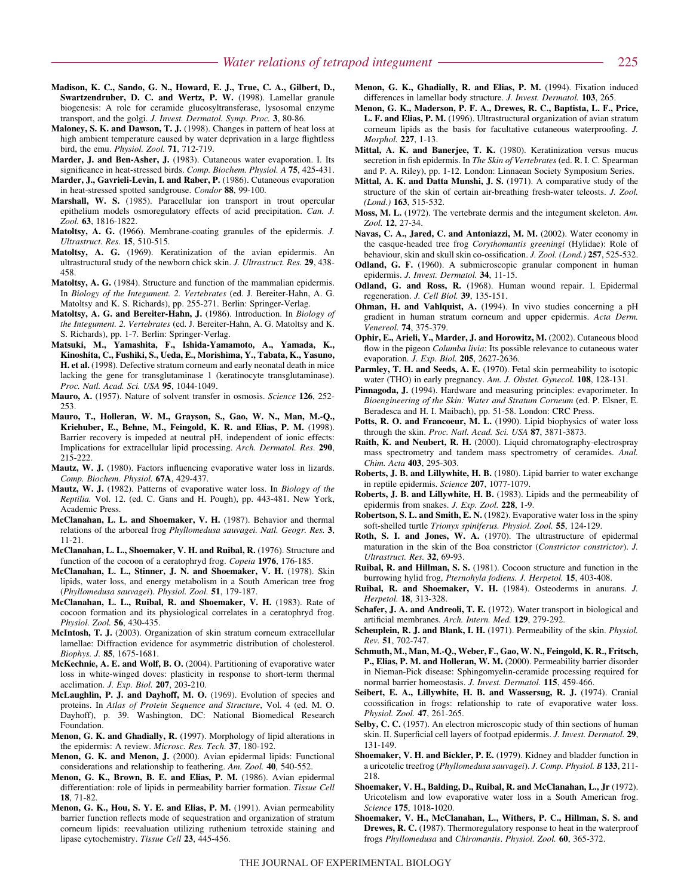**Madison, K. C., Sando, G. N., Howard, E. J., True, C. A., Gilbert, D., Swartzendruber, D. C. and Wertz, P. W.** (1998). Lamellar granule biogenesis: A role for ceramide glucosyltransferase, lysosomal enzyme transport, and the golgi. *J. Invest. Dermatol. Symp. Proc.* **3**, 80-86.

**Maloney, S. K. and Dawson, T. J.** (1998). Changes in pattern of heat loss at high ambient temperature caused by water deprivation in a large flightless bird, the emu. *Physiol. Zool.* **71**, 712-719.

**Marder, J. and Ben-Asher, J.** (1983). Cutaneous water evaporation. I. Its significance in heat-stressed birds. *Comp. Biochem. Physiol. A* **75**, 425-431.

**Marder, J., Gavrieli-Levin, I. and Raber, P.** (1986). Cutaneous evaporation in heat-stressed spotted sandgrouse. *Condor* **88**, 99-100.

**Marshall, W. S.** (1985). Paracellular ion transport in trout opercular epithelium models osmoregulatory effects of acid precipitation. *Can. J. Zool.* **63**, 1816-1822.

**Matoltsy, A. G.** (1966). Membrane-coating granules of the epidermis. *J. Ultrastruct. Res.* **15**, 510-515.

**Matoltsy, A. G.** (1969). Keratinization of the avian epidermis. An ultrastructural study of the newborn chick skin. *J. Ultrastruct. Res.* **29**, 438-458.

**Matoltsy, A. G.** (1984). Structure and function of the mammalian epidermis. In *Biology of the Integument. 2. Vertebrates* (ed. J. Bereiter-Hahn, A. G. Matoltsy and K. S. Richards), pp. 255-271. Berlin: Springer-Verlag.

**Matoltsy, A. G. and Bereiter-Hahn, J.** (1986). Introduction. In *Biology of the Integument. 2. Vertebrates* (ed. J. Bereiter-Hahn, A. G. Matoltsy and K. S. Richards), pp. 1-7. Berlin: Springer-Verlag.

**Matsuki, M., Yamashita, F., Ishida-Yamamoto, A., Yamada, K., Kinoshita, C., Fushiki, S., Ueda, E., Morishima, Y., Tabata, K., Yasuno, H. et al.** (1998). Defective stratum corneum and early neonatal death in mice lacking the gene for transglutaminase 1 (keratinocyte transglutaminase). *Proc. Natl. Acad. Sci. USA* **95**, 1044-1049.

**Mauro, A.** (1957). Nature of solvent transfer in osmosis. *Science* **126**, 252-253.

**Mauro, T., Holleran, W. M., Grayson, S., Gao, W. N., Man, M.-Q., Kriehuber, E., Behne, M., Feingold, K. R. and Elias, P. M.** (1998). Barrier recovery is impeded at neutral pH, independent of ionic effects: Implications for extracellular lipid processing. *Arch. Dermatol. Res*. **290**, 215-222.

**Mautz, W. J.** (1980). Factors influencing evaporative water loss in lizards. *Comp. Biochem. Physiol.* **67A**, 429-437.

**Mautz, W. J.** (1982). Patterns of evaporative water loss. In *Biology of the Reptilia.* Vol. 12. (ed. C. Gans and H. Pough), pp. 443-481. New York, Academic Press.

**McClanahan, L. L. and Shoemaker, V. H.** (1987). Behavior and thermal relations of the arboreal frog *Phyllomedusa sauvagei. Natl. Geogr. Res.* **3**, 11-21.

**McClanahan, L. L., Shoemaker, V. H and Ruibal, R.** (1976). Structure and function of the cocoon of a ceratophryd frog. *Copeia* **1976**, 176-185.

**McClanahan, L. L., Stinner, J. N. and Shoemaker, V. H.** (1978). Skin lipids, water loss, and energy metabolism in a South American tree frog (*Phyllomedusa sauvagei*). *Physiol. Zool.* **51**, 179-187.

**McClanahan, L. L., Ruibal, R. and Shoemaker, V. H.** (1983). Rate of cocoon formation and its physiological correlates in a ceratophryd frog. *Physiol. Zool.* **56**, 430-435.

**McIntosh, T. J.** (2003). Organization of skin stratum corneum extracellular lamellae: Diffraction evidence for asymmetric distribution of cholesterol. *Biophys. J.* **85**, 1675-1681.

**McKechnie, A. E. and Wolf, B. O.** (2004). Partitioning of evaporative water loss in white-winged doves: plasticity in response to short-term thermal acclimation. *J. Exp. Biol.* **207**, 203-210.

**McLaughlin, P. J. and Dayhoff, M. O.** (1969). Evolution of species and proteins. In *Atlas of Protein Sequence and Structure*, Vol. 4 (ed. M. O. Dayhoff), p. 39. Washington, DC: National Biomedical Research Foundation.

**Menon, G. K. and Ghadially, R.** (1997). Morphology of lipid alterations in the epidermis: A review. *Microsc. Res. Tech.* **37**, 180-192.

**Menon, G. K. and Menon, J.** (2000). Avian epidermal lipids: Functional considerations and relationship to feathering. *Am. Zool.* **40**, 540-552.

**Menon, G. K., Brown, B. E. and Elias, P. M.** (1986). Avian epidermal differentiation: role of lipids in permeability barrier formation. *Tissue Cell* **18**, 71-82.

**Menon, G. K., Hou, S. Y. E. and Elias, P. M.** (1991). Avian permeability barrier function reflects mode of sequestration and organization of stratum corneum lipids: reevaluation utilizing ruthenium tetroxide staining and lipase cytochemistry. *Tissue Cell* **23**, 445-456.

**Menon, G. K., Ghadially, R. and Elias, P. M.** (1994). Fixation induced differences in lamellar body structure. *J. Invest. Dermatol.* **103**, 265.

**Menon, G. K., Maderson, P. F. A., Drewes, R. C., Baptista, L. F., Price, L. F. and Elias, P. M.** (1996). Ultrastructural organization of avian stratum corneum lipids as the basis for facultative cutaneous waterproofing. *J. Morphol.* **227**, 1-13.

**Mittal, A. K. and Banerjee, T. K.** (1980). Keratinization versus mucus secretion in fish epidermis. In *The Skin of Vertebrates* (ed. R. I. C. Spearman and P. A. Riley), pp. 1-12. London: Linnaean Society Symposium Series.

**Mittal, A. K. and Datta Munshi, J. S.** (1971). A comparative study of the structure of the skin of certain air-breathing fresh-water teleosts. *J. Zool. (Lond.)* **163**, 515-532.

**Moss, M. L.** (1972). The vertebrate dermis and the integument skeleton. *Am. Zool.* **12**, 27-34.

**Navas, C. A., Jared, C. and Antoniazzi, M. M.** (2002). Water economy in the casque-headed tree frog *Corythomantis greeningi* (Hylidae): Role of behaviour, skin and skull skin co-ossification. *J. Zool. (Lond.)* **257**, 525-532.

**Odland, G. F.** (1960). A submicroscopic granular component in human epidermis. *J. Invest. Dermatol.* **34**, 11-15.

**Odland, G. and Ross, R.** (1968). Human wound repair. I. Epidermal regeneration. *J. Cell Biol.* **39**, 135-151.

**Ohman, H. and Vahlquist, A.** (1994). In vivo studies concerning a pH gradient in human stratum corneum and upper epidermis. *Acta Derm. Venereol.* **74**, 375-379.

**Ophir, E., Arieli, Y., Marder, J. and Horowitz, M.** (2002). Cutaneous blood flow in the pigeon *Columba livia*: Its possible relevance to cutaneous water evaporation. *J. Exp. Biol.* **205**, 2627-2636.

**Parmley, T. H. and Seeds, A. E.** (1970). Fetal skin permeability to isotopic water (THO) in early pregnancy. *Am. J. Obstet. Gynecol.* **108**, 128-131.

**Pinnagoda, J.** (1994). Hardware and measuring principles: evaporimeter. In *Bioengineering of the Skin: Water and Stratum Corneum* (ed. P. Elsner, E. Beradesca and H. I. Maibach), pp. 51-58. London: CRC Press.

**Potts, R. O. and Francoeur, M. L.** (1990). Lipid biophysics of water loss through the skin. *Proc. Natl. Acad. Sci. USA* **87**, 3871-3873.

**Raith, K. and Neubert, R. H.** (2000). Liquid chromatography-electrospray mass spectrometry and tandem mass spectrometry of ceramides. *Anal. Chim. Acta* **403**, 295-303.

**Roberts, J. B. and Lillywhite, H. B.** (1980). Lipid barrier to water exchange in reptile epidermis. *Science* **207**, 1077-1079.

**Roberts, J. B. and Lillywhite, H. B.** (1983). Lipids and the permeability of epidermis from snakes. *J. Exp. Zool.* **228**, 1-9.

**Robertson, S. L. and Smith, E. N.** (1982). Evaporative water loss in the spiny soft-shelled turtle *Trionyx spiniferus. Physiol. Zool.* **55**, 124-129.

**Roth, S. I. and Jones, W. A.** (1970). The ultrastructure of epidermal maturation in the skin of the Boa constrictor (*Constrictor constrictor*). *J. Ultrastruct. Res.* **32**, 69-93.

**Ruibal, R. and Hillman, S. S.** (1981). Cocoon structure and function in the burrowing hylid frog, *Pternohyla fodiens. J. Herpetol.* **15**, 403-408.

**Ruibal, R. and Shoemaker, V. H.** (1984). Osteoderms in anurans. *J. Herpetol.* **18**, 313-328.

**Schafer, J. A. and Andreoli, T. E.** (1972). Water transport in biological and artificial membranes. *Arch. Intern. Med.* **129**, 279-292.

**Scheuplein, R. J. and Blank, I. H.** (1971). Permeability of the skin. *Physiol. Rev.* **51**, 702-747.

**Schmuth, M., Man, M.-Q., Weber, F., Gao, W. N., Feingold, K. R., Fritsch, P., Elias, P. M. and Holleran, W. M.** (2000). Permeability barrier disorder in Nieman-Pick disease: Sphingomyelin-ceramide processing required for normal barrier homeostasis. *J. Invest. Dermatol.* **115**, 459-466.

**Seibert, E. A., Lillywhite, H. B. and Wassersug, R. J.** (1974). Cranial coossification in frogs: relationship to rate of evaporative water loss. *Physiol. Zool.* **47**, 261-265.

**Selby, C. C.** (1957). An electron microscopic study of thin sections of human skin. II. Superficial cell layers of footpad epidermis. *J. Invest. Dermatol.* **29**, 131-149.

**Shoemaker, V. H. and Bickler, P. E.** (1979). Kidney and bladder function in a uricotelic treefrog (*Phyllomedusa sauvagei*). *J. Comp. Physiol. B* **133**, 211-218.

**Shoemaker, V. H., Balding, D., Ruibal, R. and McClanahan, L., Jr** (1972). Uricotelism and low evaporative water loss in a South American frog. *Science* **175**, 1018-1020.

**Shoemaker, V. H., McClanahan, L., Withers, P. C., Hillman, S. S. and Drewes, R. C.** (1987). Thermoregulatory response to heat in the waterproof frogs *Phyllomedusa* and *Chiromantis*. *Physiol. Zool.* **60**, 365-372.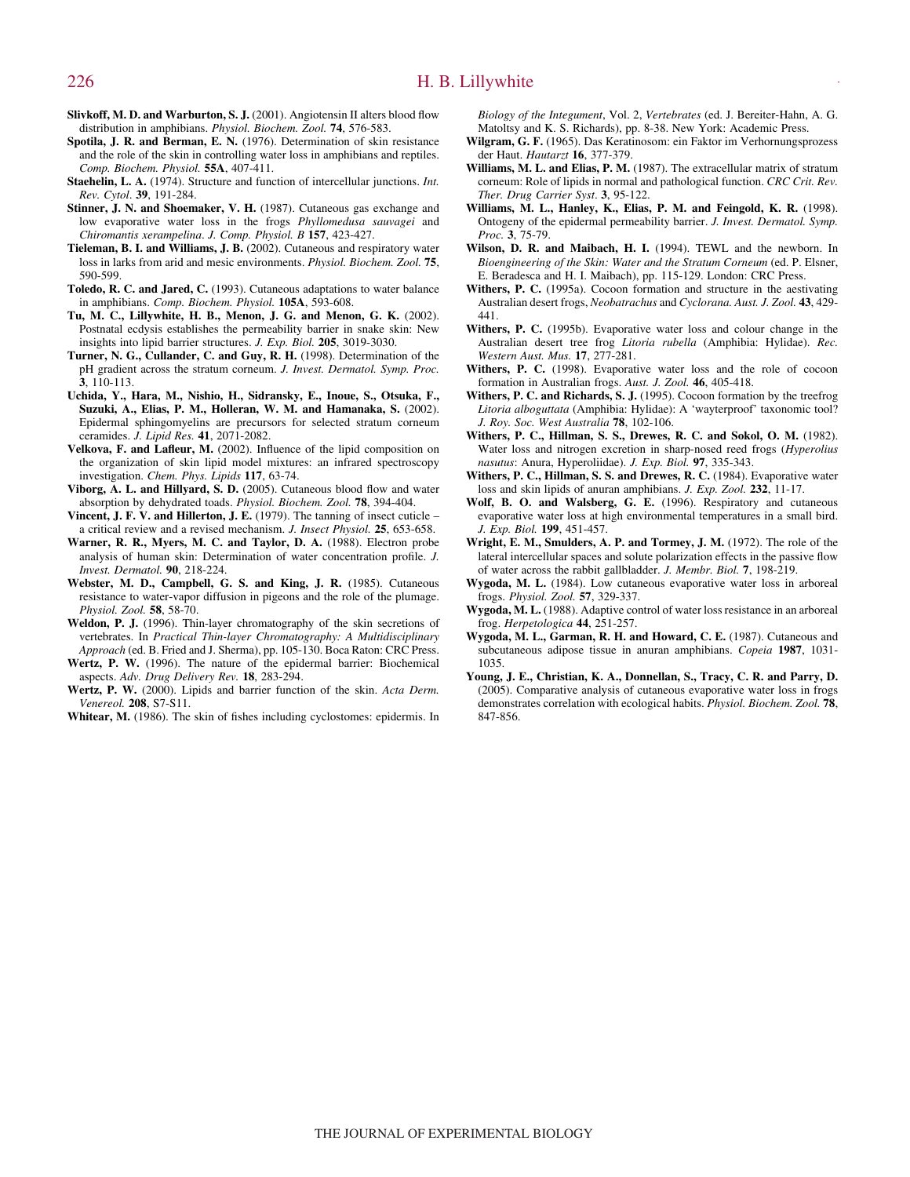**Slivkoff, M. D. and Warburton, S. J.** (2001). Angiotensin II alters blood flow distribution in amphibians. *Physiol. Biochem. Zool.* **74**, 576-583.

**Spotila, J. R. and Berman, E. N.** (1976). Determination of skin resistance and the role of the skin in controlling water loss in amphibians and reptiles. *Comp. Biochem. Physiol.* **55A**, 407-411.

**Staehelin, L. A.** (1974). Structure and function of intercellular junctions. *Int. Rev. Cytol*. **39**, 191-284.

**Stinner, J. N. and Shoemaker, V. H.** (1987). Cutaneous gas exchange and low evaporative water loss in the frogs *Phyllomedusa sauvagei* and *Chiromantis xerampelina*. *J. Comp. Physiol. B* **157**, 423-427.

**Tieleman, B. I. and Williams, J. B.** (2002). Cutaneous and respiratory water loss in larks from arid and mesic environments. *Physiol. Biochem. Zool.* **75**, 590-599.

**Toledo, R. C. and Jared, C.** (1993). Cutaneous adaptations to water balance in amphibians. *Comp. Biochem. Physiol.* **105A**, 593-608.

**Tu, M. C., Lillywhite, H. B., Menon, J. G. and Menon, G. K.** (2002). Postnatal ecdysis establishes the permeability barrier in snake skin: New insights into lipid barrier structures. *J. Exp. Biol.* **205**, 3019-3030.

**Turner, N. G., Cullander, C. and Guy, R. H.** (1998). Determination of the pH gradient across the stratum corneum. *J. Invest. Dermatol. Symp. Proc.* **3**, 110-113.

**Uchida, Y., Hara, M., Nishio, H., Sidransky, E., Inoue, S., Otsuka, F., Suzuki, A., Elias, P. M., Holleran, W. M. and Hamanaka, S.** (2002). Epidermal sphingomyelins are precursors for selected stratum corneum ceramides. *J. Lipid Res.* **41**, 2071-2082.

**Velkova, F. and Lafleur, M.** (2002). Influence of the lipid composition on the organization of skin lipid model mixtures: an infrared spectroscopy investigation. *Chem. Phys. Lipids* **117**, 63-74.

**Viborg, A. L. and Hillyard, S. D.** (2005). Cutaneous blood flow and water absorption by dehydrated toads. *Physiol. Biochem. Zool.* **78**, 394-404.

**Vincent, J. F. V. and Hillerton, J. E.** (1979). The tanning of insect cuticle – a critical review and a revised mechanism. *J. Insect Physiol.* **25**, 653-658.

**Warner, R. R., Myers, M. C. and Taylor, D. A.** (1988). Electron probe analysis of human skin: Determination of water concentration profile. *J. Invest. Dermatol.* **90**, 218-224.

**Webster, M. D., Campbell, G. S. and King, J. R.** (1985). Cutaneous resistance to water-vapor diffusion in pigeons and the role of the plumage. *Physiol. Zool.* **58**, 58-70.

**Weldon, P. J.** (1996). Thin-layer chromatography of the skin secretions of vertebrates. In *Practical Thin-layer Chromatography: A Multidisciplinary Approach* (ed. B. Fried and J. Sherma), pp. 105-130. Boca Raton: CRC Press.

**Wertz, P. W.** (1996). The nature of the epidermal barrier: Biochemical aspects. *Adv. Drug Delivery Rev.* **18**, 283-294.

**Wertz, P. W.** (2000). Lipids and barrier function of the skin. *Acta Derm. Venereol.* **208**, S7-S11.

**Whitear, M.** (1986). The skin of fishes including cyclostomes: epidermis. In *Biology of the Integument*, Vol. 2, *Vertebrates* (ed. J. Bereiter-Hahn, A. G. Matoltsy and K. S. Richards), pp. 8-38. New York: Academic Press.

**Wilgram, G. F.** (1965). Das Keratinosom: ein Faktor im Verhornungsprozess der Haut. *Hautarzt* **16**, 377-379.

**Williams, M. L. and Elias, P. M.** (1987). The extracellular matrix of stratum corneum: Role of lipids in normal and pathological function. *CRC Crit. Rev. Ther. Drug Carrier Syst*. **3**, 95-122.

**Williams, M. L., Hanley, K., Elias, P. M. and Feingold, K. R.** (1998). Ontogeny of the epidermal permeability barrier. *J. Invest. Dermatol. Symp. Proc.* **3**, 75-79.

**Wilson, D. R. and Maibach, H. I.** (1994). TEWL and the newborn. In *Bioengineering of the Skin: Water and the Stratum Corneum* (ed. P. Elsner, E. Beradesca and H. I. Maibach), pp. 115-129. London: CRC Press.

**Withers, P. C.** (1995a). Cocoon formation and structure in the aestivating Australian desert frogs, *Neobatrachus* and *Cyclorana. Aust. J. Zool.* **43**, 429-441.

**Withers, P. C.** (1995b). Evaporative water loss and colour change in the Australian desert tree frog *Litoria rubella* (Amphibia: Hylidae). *Rec. Western Aust. Mus.* **17**, 277-281.

**Withers, P. C.** (1998). Evaporative water loss and the role of cocoon formation in Australian frogs. *Aust. J. Zool.* **46**, 405-418.

**Withers, P. C. and Richards, S. J.** (1995). Cocoon formation by the treefrog *Litoria alboguttata* (Amphibia: Hylidae): A 'wayterproof' taxonomic tool? *J. Roy. Soc. West Australia* **78**, 102-106.

**Withers, P. C., Hillman, S. S., Drewes, R. C. and Sokol, O. M.** (1982). Water loss and nitrogen excretion in sharp-nosed reed frogs (*Hyperolius nasutus*: Anura, Hyperoliidae). *J. Exp. Biol.* **97**, 335-343.

**Withers, P. C., Hillman, S. S. and Drewes, R. C.** (1984). Evaporative water loss and skin lipids of anuran amphibians. *J. Exp. Zool.* **232**, 11-17.

**Wolf, B. O. and Walsberg, G. E.** (1996). Respiratory and cutaneous evaporative water loss at high environmental temperatures in a small bird. *J. Exp. Biol.* **199**, 451-457.

**Wright, E. M., Smulders, A. P. and Tormey, J. M.** (1972). The role of the lateral intercellular spaces and solute polarization effects in the passive flow of water across the rabbit gallbladder. *J. Membr. Biol.* **7**, 198-219.

**Wygoda, M. L.** (1984). Low cutaneous evaporative water loss in arboreal frogs. *Physiol. Zool.* **57**, 329-337.

**Wygoda, M. L.** (1988). Adaptive control of water loss resistance in an arboreal frog. *Herpetologica* **44**, 251-257.

**Wygoda, M. L., Garman, R. H. and Howard, C. E.** (1987). Cutaneous and subcutaneous adipose tissue in anuran amphibians. *Copeia* **1987**, 1031-1035.

**Young, J. E., Christian, K. A., Donnellan, S., Tracy, C. R. and Parry, D.** (2005). Comparative analysis of cutaneous evaporative water loss in frogs demonstrates correlation with ecological habits. *Physiol. Biochem. Zool.* **78**, 847-856.